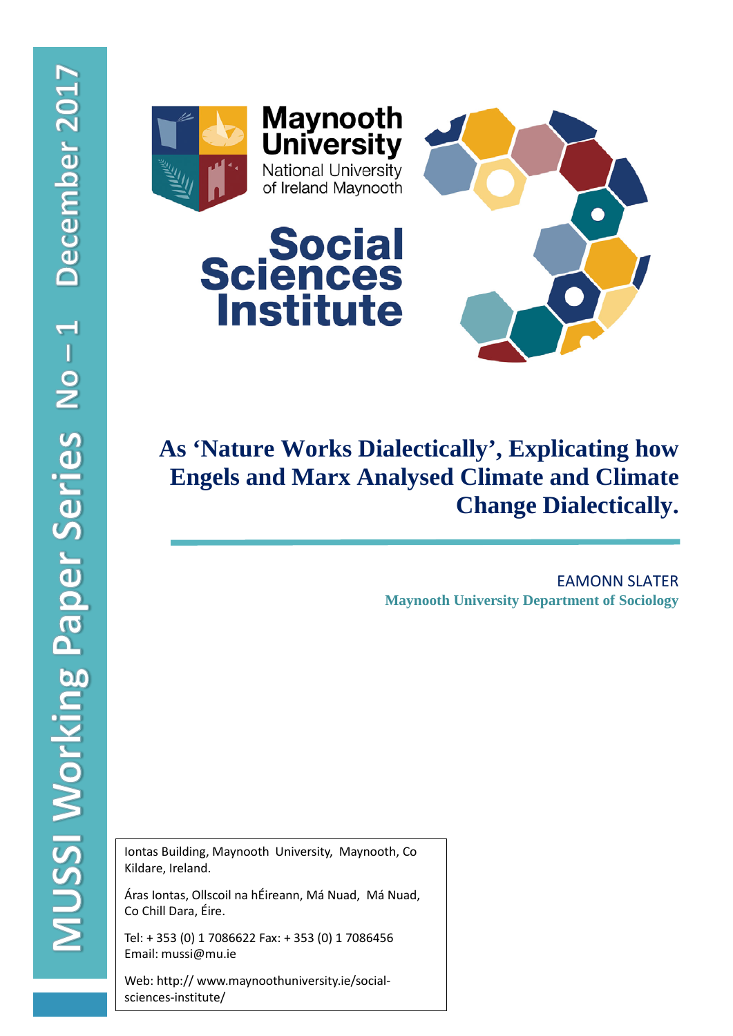MUSSI Working Paper Series No – 1 December 2017

Maynooth University
National University of Ireland Maynooth

Social Sciences Institute

# As 'Nature Works Dialectically', Explicating how Engels and Marx Analysed Climate and Climate Change Dialectically.

EAMONN SLATER

**Maynooth University Department of Sociology**

Iontas Building, Maynooth University, Maynooth, Co Kildare, Ireland.

Áras Iontas, Ollscoil na hÉireann, Má Nuad, Má Nuad, Co Chill Dara, Éire.

Tel: + 353 (0) 1 7086622 Fax: + 353 (0) 1 7086456
Email: mussi@mu.ie

Web: http:// www.maynoothuniversity.ie/social-sciences-institute/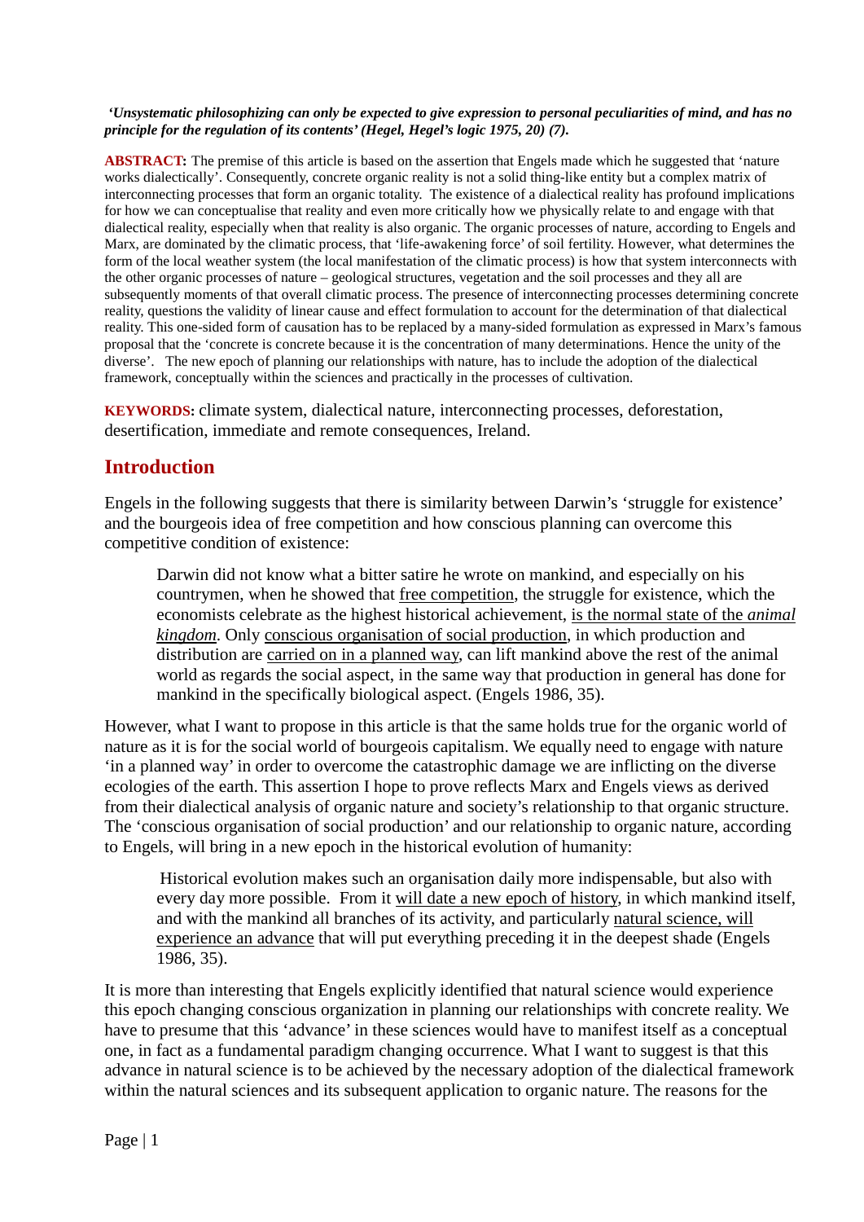***'Unsystematic philosophizing can only be expected to give expression to personal peculiarities of mind, and has no principle for the regulation of its contents' (Hegel, Hegel's logic 1975, 20) (7).***

**ABSTRACT:** The premise of this article is based on the assertion that Engels made which he suggested that 'nature works dialectically'. Consequently, concrete organic reality is not a solid thing-like entity but a complex matrix of interconnecting processes that form an organic totality. The existence of a dialectical reality has profound implications for how we can conceptualise that reality and even more critically how we physically relate to and engage with that dialectical reality, especially when that reality is also organic. The organic processes of nature, according to Engels and Marx, are dominated by the climatic process, that 'life-awakening force' of soil fertility. However, what determines the form of the local weather system (the local manifestation of the climatic process) is how that system interconnects with the other organic processes of nature – geological structures, vegetation and the soil processes and they all are subsequently moments of that overall climatic process. The presence of interconnecting processes determining concrete reality, questions the validity of linear cause and effect formulation to account for the determination of that dialectical reality. This one-sided form of causation has to be replaced by a many-sided formulation as expressed in Marx's famous proposal that the 'concrete is concrete because it is the concentration of many determinations. Hence the unity of the diverse'. The new epoch of planning our relationships with nature, has to include the adoption of the dialectical framework, conceptually within the sciences and practically in the processes of cultivation.

**KEYWORDS:** climate system, dialectical nature, interconnecting processes, deforestation, desertification, immediate and remote consequences, Ireland.

## Introduction

Engels in the following suggests that there is similarity between Darwin's 'struggle for existence' and the bourgeois idea of free competition and how conscious planning can overcome this competitive condition of existence:

> Darwin did not know what a bitter satire he wrote on mankind, and especially on his countrymen, when he showed that free competition, the struggle for existence, which the economists celebrate as the highest historical achievement, is the normal state of the *animal kingdom*. Only conscious organisation of social production, in which production and distribution are carried on in a planned way, can lift mankind above the rest of the animal world as regards the social aspect, in the same way that production in general has done for mankind in the specifically biological aspect. (Engels 1986, 35).

However, what I want to propose in this article is that the same holds true for the organic world of nature as it is for the social world of bourgeois capitalism. We equally need to engage with nature 'in a planned way' in order to overcome the catastrophic damage we are inflicting on the diverse ecologies of the earth. This assertion I hope to prove reflects Marx and Engels views as derived from their dialectical analysis of organic nature and society's relationship to that organic structure. The 'conscious organisation of social production' and our relationship to organic nature, according to Engels, will bring in a new epoch in the historical evolution of humanity:

> Historical evolution makes such an organisation daily more indispensable, but also with every day more possible. From it will date a new epoch of history, in which mankind itself, and with the mankind all branches of its activity, and particularly natural science, will experience an advance that will put everything preceding it in the deepest shade (Engels 1986, 35).

It is more than interesting that Engels explicitly identified that natural science would experience this epoch changing conscious organization in planning our relationships with concrete reality. We have to presume that this 'advance' in these sciences would have to manifest itself as a conceptual one, in fact as a fundamental paradigm changing occurrence. What I want to suggest is that this advance in natural science is to be achieved by the necessary adoption of the dialectical framework within the natural sciences and its subsequent application to organic nature. The reasons for the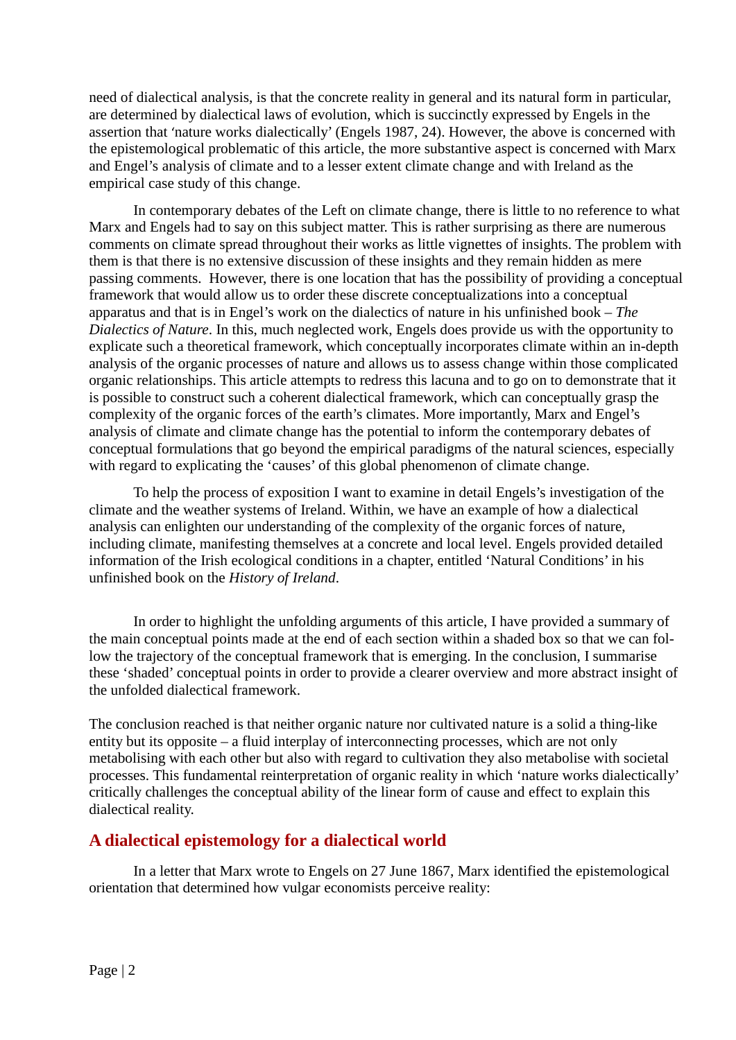need of dialectical analysis, is that the concrete reality in general and its natural form in particular, are determined by dialectical laws of evolution, which is succinctly expressed by Engels in the assertion that 'nature works dialectically' (Engels 1987, 24). However, the above is concerned with the epistemological problematic of this article, the more substantive aspect is concerned with Marx and Engel's analysis of climate and to a lesser extent climate change and with Ireland as the empirical case study of this change.

In contemporary debates of the Left on climate change, there is little to no reference to what Marx and Engels had to say on this subject matter. This is rather surprising as there are numerous comments on climate spread throughout their works as little vignettes of insights. The problem with them is that there is no extensive discussion of these insights and they remain hidden as mere passing comments. However, there is one location that has the possibility of providing a conceptual framework that would allow us to order these discrete conceptualizations into a conceptual apparatus and that is in Engel's work on the dialectics of nature in his unfinished book – *The Dialectics of Nature*. In this, much neglected work, Engels does provide us with the opportunity to explicate such a theoretical framework, which conceptually incorporates climate within an in-depth analysis of the organic processes of nature and allows us to assess change within those complicated organic relationships. This article attempts to redress this lacuna and to go on to demonstrate that it is possible to construct such a coherent dialectical framework, which can conceptually grasp the complexity of the organic forces of the earth's climates. More importantly, Marx and Engel's analysis of climate and climate change has the potential to inform the contemporary debates of conceptual formulations that go beyond the empirical paradigms of the natural sciences, especially with regard to explicating the 'causes' of this global phenomenon of climate change.

To help the process of exposition I want to examine in detail Engels's investigation of the climate and the weather systems of Ireland. Within, we have an example of how a dialectical analysis can enlighten our understanding of the complexity of the organic forces of nature, including climate, manifesting themselves at a concrete and local level. Engels provided detailed information of the Irish ecological conditions in a chapter, entitled 'Natural Conditions' in his unfinished book on the *History of Ireland*.

In order to highlight the unfolding arguments of this article, I have provided a summary of the main conceptual points made at the end of each section within a shaded box so that we can follow the trajectory of the conceptual framework that is emerging. In the conclusion, I summarise these 'shaded' conceptual points in order to provide a clearer overview and more abstract insight of the unfolded dialectical framework.

The conclusion reached is that neither organic nature nor cultivated nature is a solid a thing-like entity but its opposite – a fluid interplay of interconnecting processes, which are not only metabolising with each other but also with regard to cultivation they also metabolise with societal processes. This fundamental reinterpretation of organic reality in which 'nature works dialectically' critically challenges the conceptual ability of the linear form of cause and effect to explain this dialectical reality.

## A dialectical epistemology for a dialectical world

In a letter that Marx wrote to Engels on 27 June 1867, Marx identified the epistemological orientation that determined how vulgar economists perceive reality: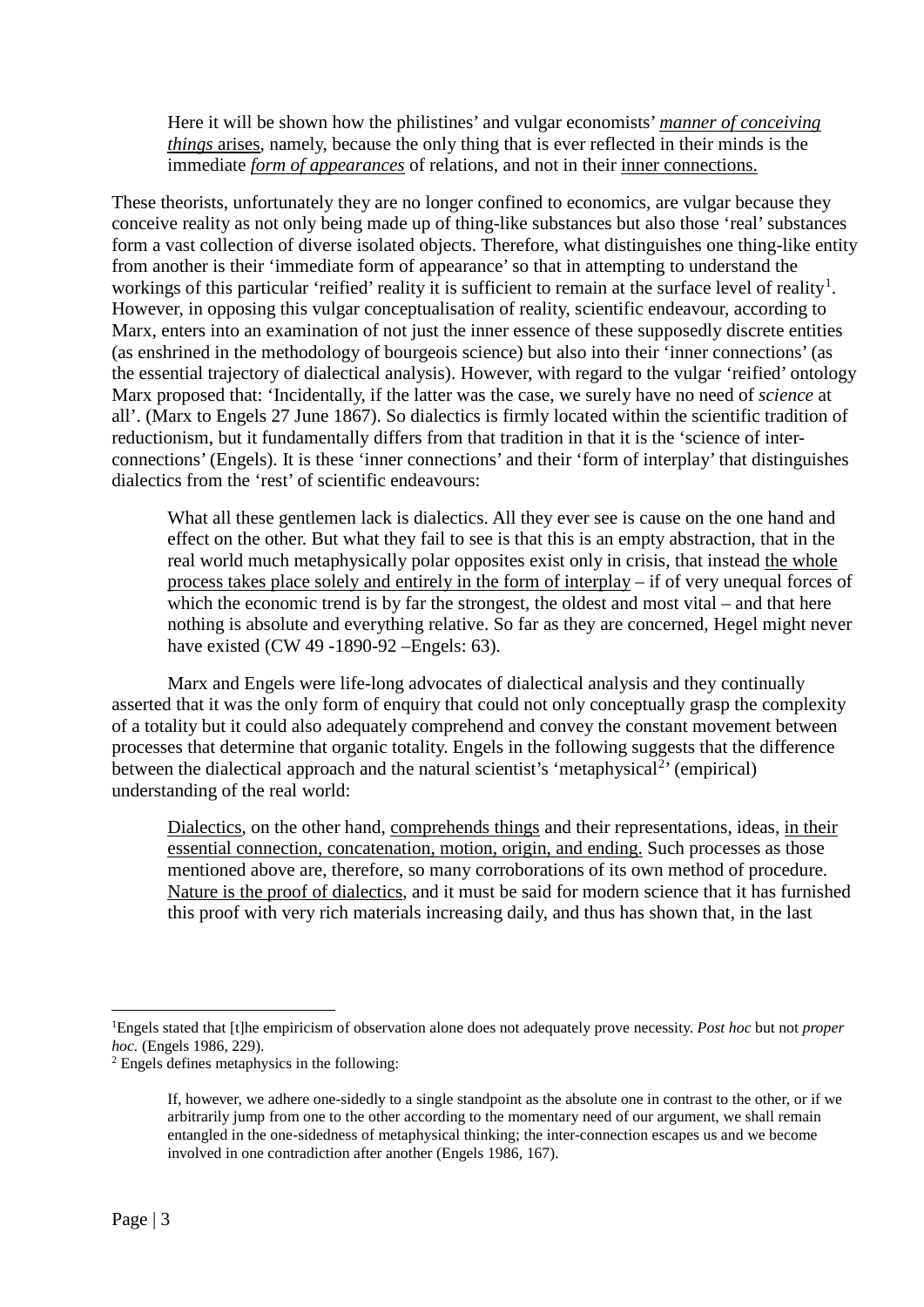> Here it will be shown how the philistines' and vulgar economists' <u>*manner of conceiving things* arises</u>, namely, because the only thing that is ever reflected in their minds is the immediate <u>*form of appearances*</u> of relations, and not in their <u>inner connections.</u>

These theorists, unfortunately they are no longer confined to economics, are vulgar because they conceive reality as not only being made up of thing-like substances but also those 'real' substances form a vast collection of diverse isolated objects. Therefore, what distinguishes one thing-like entity from another is their 'immediate form of appearance' so that in attempting to understand the workings of this particular 'reified' reality it is sufficient to remain at the surface level of reality[1]. However, in opposing this vulgar conceptualisation of reality, scientific endeavour, according to Marx, enters into an examination of not just the inner essence of these supposedly discrete entities (as enshrined in the methodology of bourgeois science) but also into their 'inner connections' (as the essential trajectory of dialectical analysis). However, with regard to the vulgar 'reified' ontology Marx proposed that: 'Incidentally, if the latter was the case, we surely have no need of *science* at all'. (Marx to Engels 27 June 1867). So dialectics is firmly located within the scientific tradition of reductionism, but it fundamentally differs from that tradition in that it is the 'science of inter-connections' (Engels). It is these 'inner connections' and their 'form of interplay' that distinguishes dialectics from the 'rest' of scientific endeavours:

> What all these gentlemen lack is dialectics. All they ever see is cause on the one hand and effect on the other. But what they fail to see is that this is an empty abstraction, that in the real world much metaphysically polar opposites exist only in crisis, that instead <u>the whole process takes place solely and entirely in the form of interplay</u> – if of very unequal forces of which the economic trend is by far the strongest, the oldest and most vital – and that here nothing is absolute and everything relative. So far as they are concerned, Hegel might never have existed (CW 49 -1890-92 –Engels: 63).

Marx and Engels were life-long advocates of dialectical analysis and they continually asserted that it was the only form of enquiry that could not only conceptually grasp the complexity of a totality but it could also adequately comprehend and convey the constant movement between processes that determine that organic totality. Engels in the following suggests that the difference between the dialectical approach and the natural scientist's 'metaphysical[2]' (empirical) understanding of the real world:

> <u>Dialectics</u>, on the other hand, <u>comprehends things</u> and their representations, ideas, <u>in their essential connection, concatenation, motion, origin, and ending.</u> Such processes as those mentioned above are, therefore, so many corroborations of its own method of procedure. <u>Nature is the proof of dialectics</u>, and it must be said for modern science that it has furnished this proof with very rich materials increasing daily, and thus has shown that, in the last

---

[1]Engels stated that [t]he empiricism of observation alone does not adequately prove necessity. *Post hoc* but not *proper hoc*. (Engels 1986, 229).

[2] Engels defines metaphysics in the following:

> If, however, we adhere one-sidedly to a single standpoint as the absolute one in contrast to the other, or if we arbitrarily jump from one to the other according to the momentary need of our argument, we shall remain entangled in the one-sidedness of metaphysical thinking; the inter-connection escapes us and we become involved in one contradiction after another (Engels 1986, 167).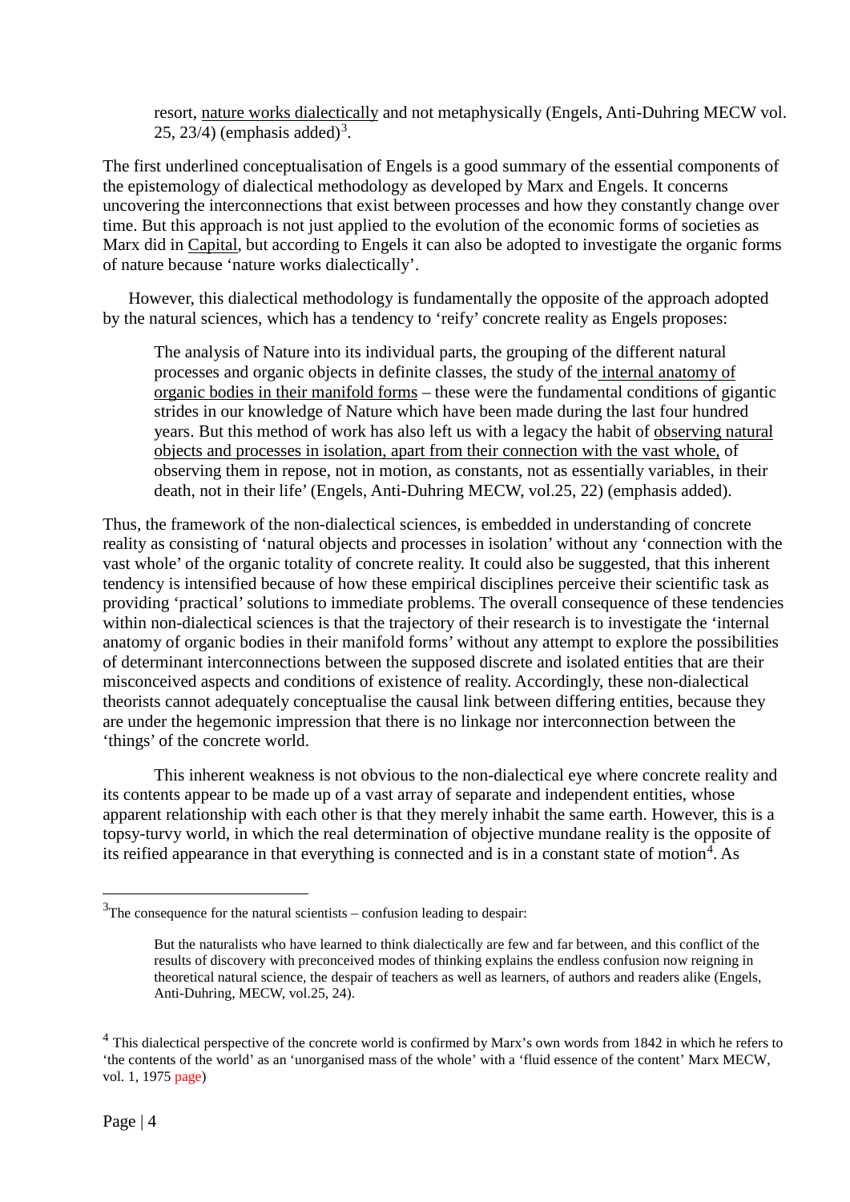> resort, nature works dialectically and not metaphysically (Engels, Anti-Duhring MECW vol. 25, 23/4) (emphasis added)[3].

The first underlined conceptualisation of Engels is a good summary of the essential components of the epistemology of dialectical methodology as developed by Marx and Engels. It concerns uncovering the interconnections that exist between processes and how they constantly change over time. But this approach is not just applied to the evolution of the economic forms of societies as Marx did in Capital, but according to Engels it can also be adopted to investigate the organic forms of nature because 'nature works dialectically'.

However, this dialectical methodology is fundamentally the opposite of the approach adopted by the natural sciences, which has a tendency to 'reify' concrete reality as Engels proposes:

> The analysis of Nature into its individual parts, the grouping of the different natural processes and organic objects in definite classes, the study of the internal anatomy of organic bodies in their manifold forms – these were the fundamental conditions of gigantic strides in our knowledge of Nature which have been made during the last four hundred years. But this method of work has also left us with a legacy the habit of observing natural objects and processes in isolation, apart from their connection with the vast whole, of observing them in repose, not in motion, as constants, not as essentially variables, in their death, not in their life' (Engels, Anti-Duhring MECW, vol.25, 22) (emphasis added).

Thus, the framework of the non-dialectical sciences, is embedded in understanding of concrete reality as consisting of 'natural objects and processes in isolation' without any 'connection with the vast whole' of the organic totality of concrete reality. It could also be suggested, that this inherent tendency is intensified because of how these empirical disciplines perceive their scientific task as providing 'practical' solutions to immediate problems. The overall consequence of these tendencies within non-dialectical sciences is that the trajectory of their research is to investigate the 'internal anatomy of organic bodies in their manifold forms' without any attempt to explore the possibilities of determinant interconnections between the supposed discrete and isolated entities that are their misconceived aspects and conditions of existence of reality. Accordingly, these non-dialectical theorists cannot adequately conceptualise the causal link between differing entities, because they are under the hegemonic impression that there is no linkage nor interconnection between the 'things' of the concrete world.

This inherent weakness is not obvious to the non-dialectical eye where concrete reality and its contents appear to be made up of a vast array of separate and independent entities, whose apparent relationship with each other is that they merely inhabit the same earth. However, this is a topsy-turvy world, in which the real determination of objective mundane reality is the opposite of its reified appearance in that everything is connected and is in a constant state of motion[4]. As

---

[3] The consequence for the natural scientists – confusion leading to despair:

> But the naturalists who have learned to think dialectically are few and far between, and this conflict of the results of discovery with preconceived modes of thinking explains the endless confusion now reigning in theoretical natural science, the despair of teachers as well as learners, of authors and readers alike (Engels, Anti-Duhring, MECW, vol.25, 24).

[4] This dialectical perspective of the concrete world is confirmed by Marx's own words from 1842 in which he refers to 'the contents of the world' as an 'unorganised mass of the whole' with a 'fluid essence of the content' Marx MECW, vol. 1, 1975 page)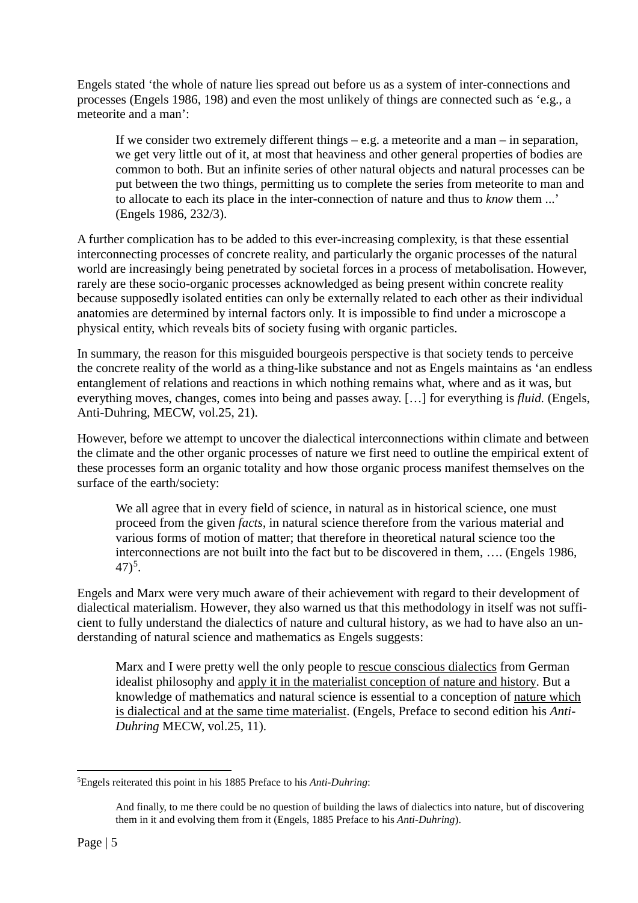Engels stated ‘the whole of nature lies spread out before us as a system of inter-connections and processes (Engels 1986, 198) and even the most unlikely of things are connected such as ‘e.g., a meteorite and a man’:

> If we consider two extremely different things – e.g. a meteorite and a man – in separation, we get very little out of it, at most that heaviness and other general properties of bodies are common to both. But an infinite series of other natural objects and natural processes can be put between the two things, permitting us to complete the series from meteorite to man and to allocate to each its place in the inter-connection of nature and thus to *know* them ...’ (Engels 1986, 232/3).

A further complication has to be added to this ever-increasing complexity, is that these essential interconnecting processes of concrete reality, and particularly the organic processes of the natural world are increasingly being penetrated by societal forces in a process of metabolisation. However, rarely are these socio-organic processes acknowledged as being present within concrete reality because supposedly isolated entities can only be externally related to each other as their individual anatomies are determined by internal factors only. It is impossible to find under a microscope a physical entity, which reveals bits of society fusing with organic particles.

In summary, the reason for this misguided bourgeois perspective is that society tends to perceive the concrete reality of the world as a thing-like substance and not as Engels maintains as ‘an endless entanglement of relations and reactions in which nothing remains what, where and as it was, but everything moves, changes, comes into being and passes away. […] for everything is *fluid.* (Engels, Anti-Duhring, MECW, vol.25, 21).

However, before we attempt to uncover the dialectical interconnections within climate and between the climate and the other organic processes of nature we first need to outline the empirical extent of these processes form an organic totality and how those organic process manifest themselves on the surface of the earth/society:

> We all agree that in every field of science, in natural as in historical science, one must proceed from the given *facts*, in natural science therefore from the various material and various forms of motion of matter; that therefore in theoretical natural science too the interconnections are not built into the fact but to be discovered in them, …. (Engels 1986, 47)[5].

Engels and Marx were very much aware of their achievement with regard to their development of dialectical materialism. However, they also warned us that this methodology in itself was not sufficient to fully understand the dialectics of nature and cultural history, as we had to have also an understanding of natural science and mathematics as Engels suggests:

> Marx and I were pretty well the only people to rescue conscious dialectics from German idealist philosophy and apply it in the materialist conception of nature and history. But a knowledge of mathematics and natural science is essential to a conception of nature which is dialectical and at the same time materialist. (Engels, Preface to second edition his *Anti-Duhring* MECW, vol.25, 11).

---

[5]Engels reiterated this point in his 1885 Preface to his *Anti-Duhring*:

> And finally, to me there could be no question of building the laws of dialectics into nature, but of discovering them in it and evolving them from it (Engels, 1885 Preface to his *Anti-Duhring*).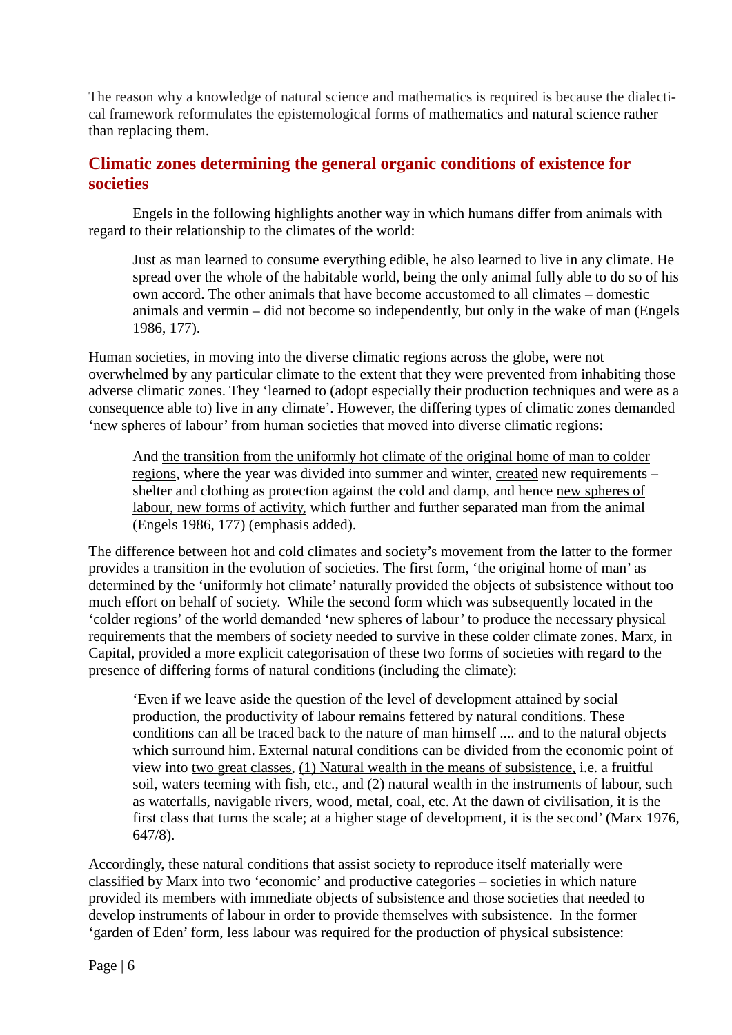The reason why a knowledge of natural science and mathematics is required is because the dialectical framework reformulates the epistemological forms of mathematics and natural science rather than replacing them.

## Climatic zones determining the general organic conditions of existence for societies

Engels in the following highlights another way in which humans differ from animals with regard to their relationship to the climates of the world:

> Just as man learned to consume everything edible, he also learned to live in any climate. He spread over the whole of the habitable world, being the only animal fully able to do so of his own accord. The other animals that have become accustomed to all climates – domestic animals and vermin – did not become so independently, but only in the wake of man (Engels 1986, 177).

Human societies, in moving into the diverse climatic regions across the globe, were not overwhelmed by any particular climate to the extent that they were prevented from inhabiting those adverse climatic zones. They 'learned to (adopt especially their production techniques and were as a consequence able to) live in any climate'. However, the differing types of climatic zones demanded 'new spheres of labour' from human societies that moved into diverse climatic regions:

> And the transition from the uniformly hot climate of the original home of man to colder regions, where the year was divided into summer and winter, created new requirements – shelter and clothing as protection against the cold and damp, and hence new spheres of labour, new forms of activity, which further and further separated man from the animal (Engels 1986, 177) (emphasis added).

The difference between hot and cold climates and society's movement from the latter to the former provides a transition in the evolution of societies. The first form, 'the original home of man' as determined by the 'uniformly hot climate' naturally provided the objects of subsistence without too much effort on behalf of society. While the second form which was subsequently located in the 'colder regions' of the world demanded 'new spheres of labour' to produce the necessary physical requirements that the members of society needed to survive in these colder climate zones. Marx, in Capital, provided a more explicit categorisation of these two forms of societies with regard to the presence of differing forms of natural conditions (including the climate):

> 'Even if we leave aside the question of the level of development attained by social production, the productivity of labour remains fettered by natural conditions. These conditions can all be traced back to the nature of man himself .... and to the natural objects which surround him. External natural conditions can be divided from the economic point of view into two great classes, (1) Natural wealth in the means of subsistence, i.e. a fruitful soil, waters teeming with fish, etc., and (2) natural wealth in the instruments of labour, such as waterfalls, navigable rivers, wood, metal, coal, etc. At the dawn of civilisation, it is the first class that turns the scale; at a higher stage of development, it is the second' (Marx 1976, 647/8).

Accordingly, these natural conditions that assist society to reproduce itself materially were classified by Marx into two 'economic' and productive categories – societies in which nature provided its members with immediate objects of subsistence and those societies that needed to develop instruments of labour in order to provide themselves with subsistence. In the former 'garden of Eden' form, less labour was required for the production of physical subsistence: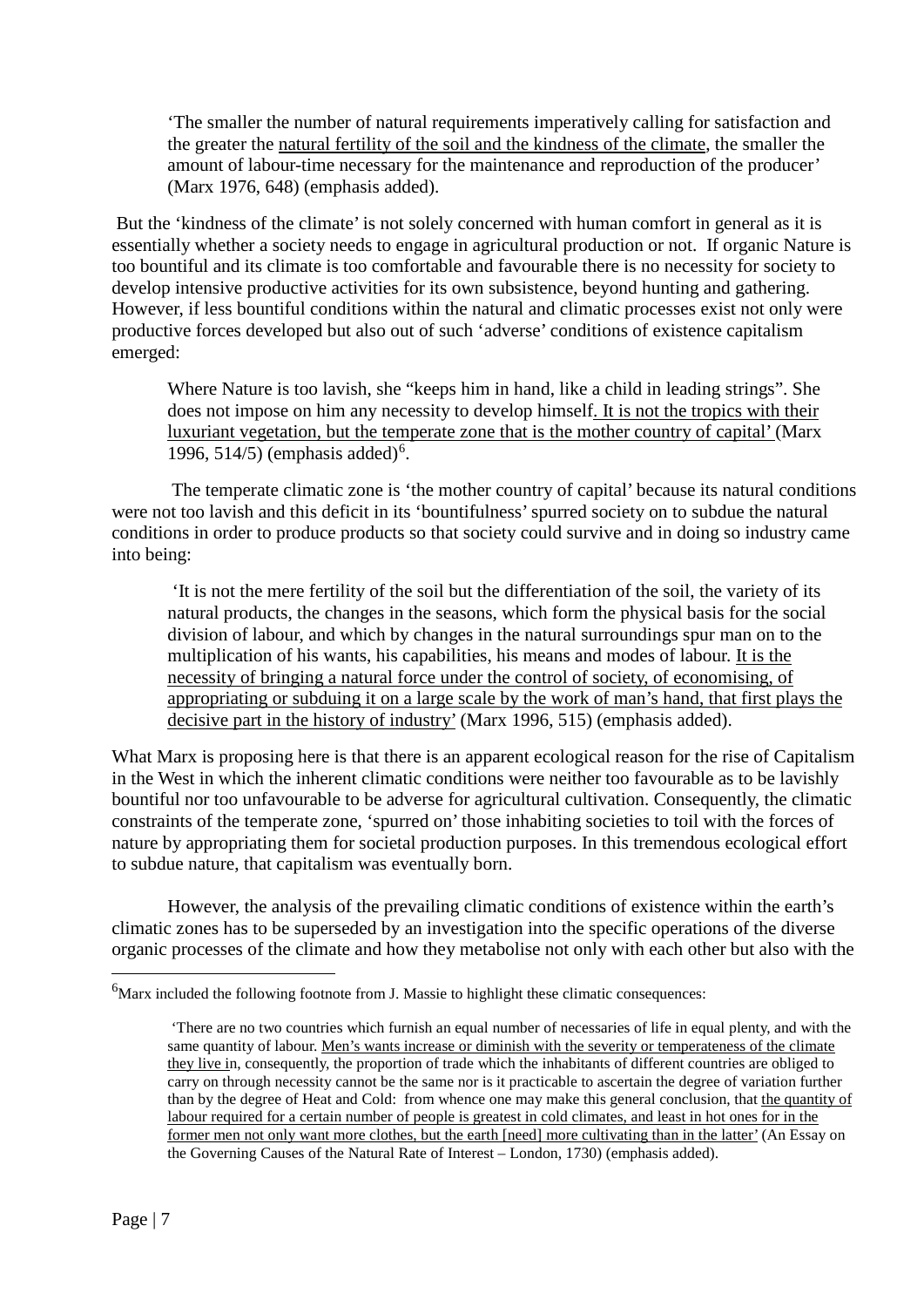> ‘The smaller the number of natural requirements imperatively calling for satisfaction and the greater the <u>natural fertility of the soil and the kindness of the climate</u>, the smaller the amount of labour-time necessary for the maintenance and reproduction of the producer’ (Marx 1976, 648) (emphasis added).

But the ‘kindness of the climate’ is not solely concerned with human comfort in general as it is essentially whether a society needs to engage in agricultural production or not. If organic Nature is too bountiful and its climate is too comfortable and favourable there is no necessity for society to develop intensive productive activities for its own subsistence, beyond hunting and gathering. However, if less bountiful conditions within the natural and climatic processes exist not only were productive forces developed but also out of such ‘adverse’ conditions of existence capitalism emerged:

> Where Nature is too lavish, she “keeps him in hand, like a child in leading strings”. She does not impose on him any necessity to develop himself<u>. It is not the tropics with their luxuriant vegetation, but the temperate zone that is the mother country of capital’</u> (Marx 1996, 514/5) (emphasis added)[6].

The temperate climatic zone is ‘the mother country of capital’ because its natural conditions were not too lavish and this deficit in its ‘bountifulness’ spurred society on to subdue the natural conditions in order to produce products so that society could survive and in doing so industry came into being:

> ‘It is not the mere fertility of the soil but the differentiation of the soil, the variety of its natural products, the changes in the seasons, which form the physical basis for the social division of labour, and which by changes in the natural surroundings spur man on to the multiplication of his wants, his capabilities, his means and modes of labour. <u>It is the necessity of bringing a natural force under the control of society, of economising, of appropriating or subduing it on a large scale by the work of man’s hand, that first plays the decisive part in the history of industry’</u> (Marx 1996, 515) (emphasis added).

What Marx is proposing here is that there is an apparent ecological reason for the rise of Capitalism in the West in which the inherent climatic conditions were neither too favourable as to be lavishly bountiful nor too unfavourable to be adverse for agricultural cultivation. Consequently, the climatic constraints of the temperate zone, ‘spurred on’ those inhabiting societies to toil with the forces of nature by appropriating them for societal production purposes. In this tremendous ecological effort to subdue nature, that capitalism was eventually born.

However, the analysis of the prevailing climatic conditions of existence within the earth’s climatic zones has to be superseded by an investigation into the specific operations of the diverse organic processes of the climate and how they metabolise not only with each other but also with the

---

[6] Marx included the following footnote from J. Massie to highlight these climatic consequences:

> ‘There are no two countries which furnish an equal number of necessaries of life in equal plenty, and with the same quantity of labour. <u>Men’s wants increase or diminish with the severity or temperateness of the climate they live i</u>n, consequently, the proportion of trade which the inhabitants of different countries are obliged to carry on through necessity cannot be the same nor is it practicable to ascertain the degree of variation further than by the degree of Heat and Cold: from whence one may make this general conclusion, that <u>the quantity of labour required for a certain number of people is greatest in cold climates, and least in hot ones for in the former men not only want more clothes, but the earth [need] more cultivating than in the latter’</u> (An Essay on the Governing Causes of the Natural Rate of Interest – London, 1730) (emphasis added).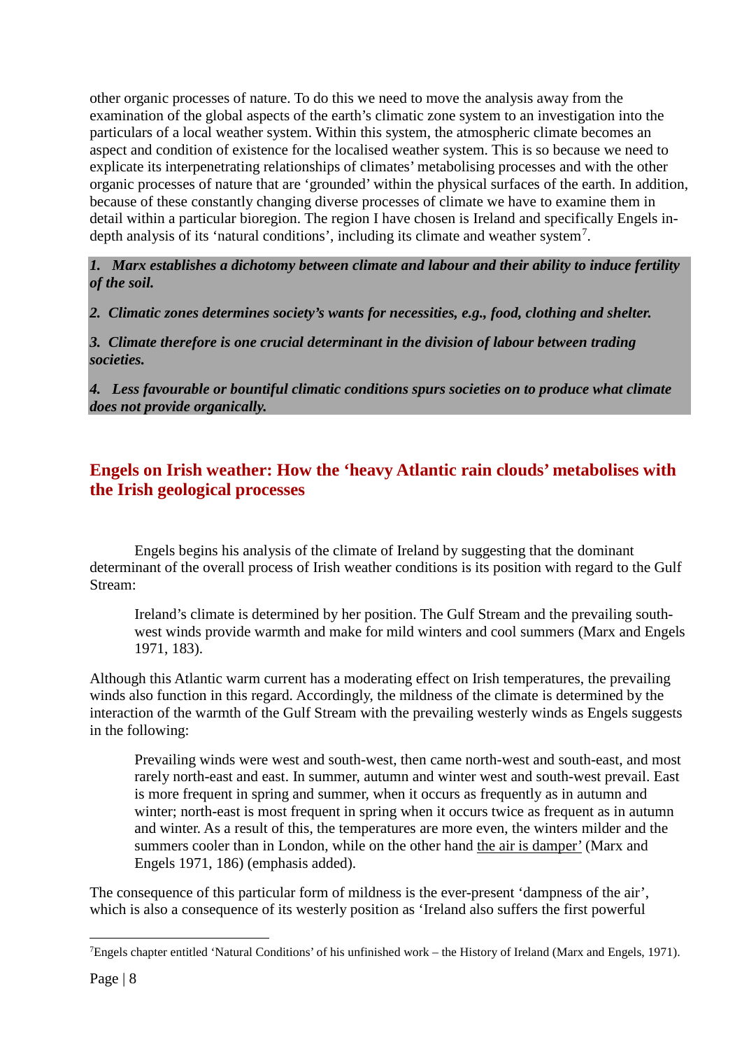other organic processes of nature. To do this we need to move the analysis away from the examination of the global aspects of the earth's climatic zone system to an investigation into the particulars of a local weather system. Within this system, the atmospheric climate becomes an aspect and condition of existence for the localised weather system. This is so because we need to explicate its interpenetrating relationships of climates' metabolising processes and with the other organic processes of nature that are 'grounded' within the physical surfaces of the earth. In addition, because of these constantly changing diverse processes of climate we have to examine them in detail within a particular bioregion. The region I have chosen is Ireland and specifically Engels in-depth analysis of its 'natural conditions', including its climate and weather system[7].

***1. Marx establishes a dichotomy between climate and labour and their ability to induce fertility of the soil.***

***2. Climatic zones determines society's wants for necessities, e.g., food, clothing and shelter.***

***3. Climate therefore is one crucial determinant in the division of labour between trading societies.***

***4. Less favourable or bountiful climatic conditions spurs societies on to produce what climate does not provide organically.***

## Engels on Irish weather: How the 'heavy Atlantic rain clouds' metabolises with the Irish geological processes

Engels begins his analysis of the climate of Ireland by suggesting that the dominant determinant of the overall process of Irish weather conditions is its position with regard to the Gulf Stream:

> Ireland's climate is determined by her position. The Gulf Stream and the prevailing south-west winds provide warmth and make for mild winters and cool summers (Marx and Engels 1971, 183).

Although this Atlantic warm current has a moderating effect on Irish temperatures, the prevailing winds also function in this regard. Accordingly, the mildness of the climate is determined by the interaction of the warmth of the Gulf Stream with the prevailing westerly winds as Engels suggests in the following:

> Prevailing winds were west and south-west, then came north-west and south-east, and most rarely north-east and east. In summer, autumn and winter west and south-west prevail. East is more frequent in spring and summer, when it occurs as frequently as in autumn and winter; north-east is most frequent in spring when it occurs twice as frequent as in autumn and winter. As a result of this, the temperatures are more even, the winters milder and the summers cooler than in London, while on the other hand <u>the air is damper'</u> (Marx and Engels 1971, 186) (emphasis added).

The consequence of this particular form of mildness is the ever-present 'dampness of the air', which is also a consequence of its westerly position as 'Ireland also suffers the first powerful

[7] Engels chapter entitled 'Natural Conditions' of his unfinished work – the History of Ireland (Marx and Engels, 1971).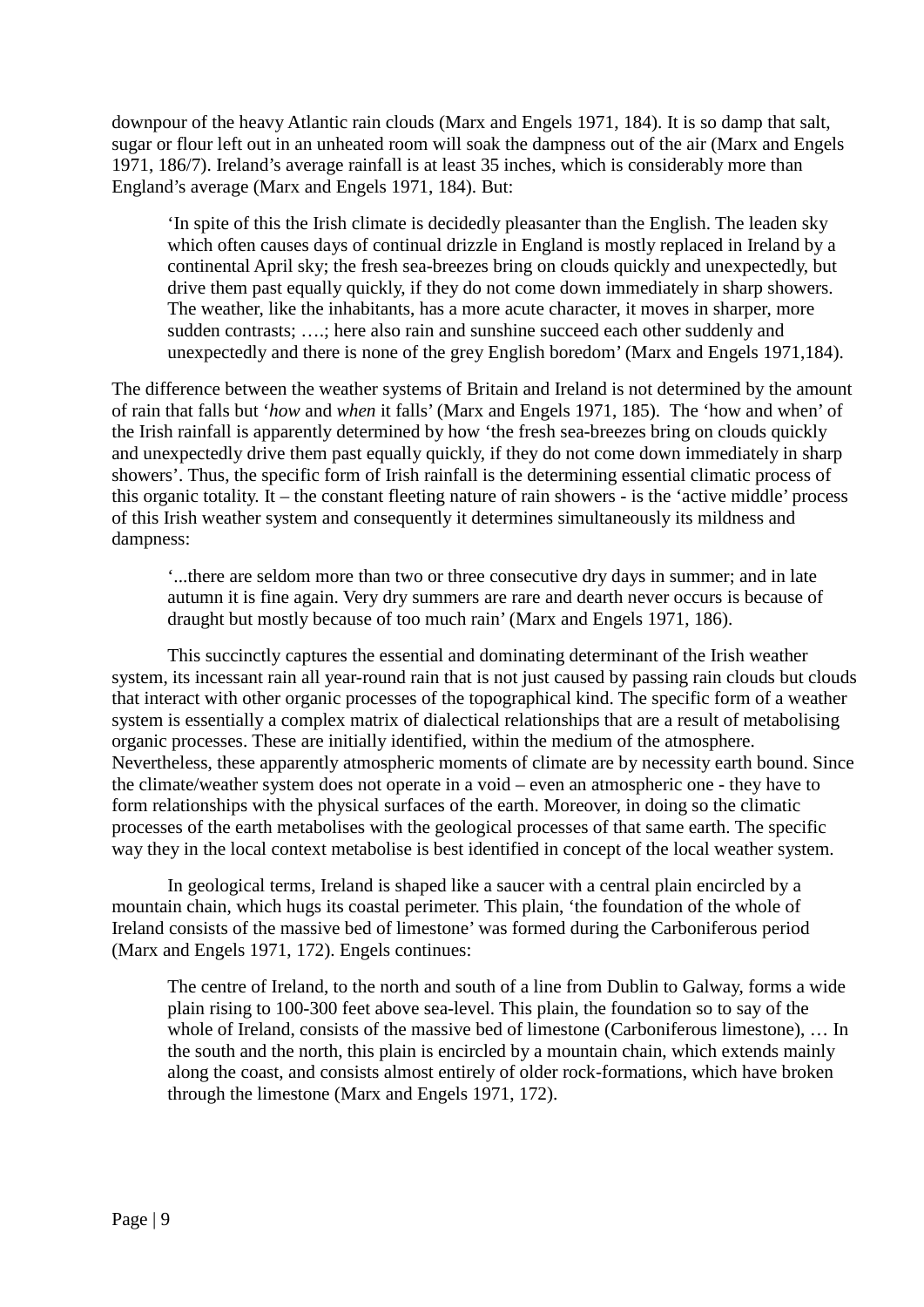downpour of the heavy Atlantic rain clouds (Marx and Engels 1971, 184). It is so damp that salt, sugar or flour left out in an unheated room will soak the dampness out of the air (Marx and Engels 1971, 186/7). Ireland's average rainfall is at least 35 inches, which is considerably more than England's average (Marx and Engels 1971, 184). But:

> 'In spite of this the Irish climate is decidedly pleasanter than the English. The leaden sky which often causes days of continual drizzle in England is mostly replaced in Ireland by a continental April sky; the fresh sea-breezes bring on clouds quickly and unexpectedly, but drive them past equally quickly, if they do not come down immediately in sharp showers. The weather, like the inhabitants, has a more acute character, it moves in sharper, more sudden contrasts; ….; here also rain and sunshine succeed each other suddenly and unexpectedly and there is none of the grey English boredom' (Marx and Engels 1971,184).

The difference between the weather systems of Britain and Ireland is not determined by the amount of rain that falls but '*how* and *when* it falls' (Marx and Engels 1971, 185). The 'how and when' of the Irish rainfall is apparently determined by how 'the fresh sea-breezes bring on clouds quickly and unexpectedly drive them past equally quickly, if they do not come down immediately in sharp showers'. Thus, the specific form of Irish rainfall is the determining essential climatic process of this organic totality. It – the constant fleeting nature of rain showers - is the 'active middle' process of this Irish weather system and consequently it determines simultaneously its mildness and dampness:

> '...there are seldom more than two or three consecutive dry days in summer; and in late autumn it is fine again. Very dry summers are rare and dearth never occurs is because of draught but mostly because of too much rain' (Marx and Engels 1971, 186).

This succinctly captures the essential and dominating determinant of the Irish weather system, its incessant rain all year-round rain that is not just caused by passing rain clouds but clouds that interact with other organic processes of the topographical kind. The specific form of a weather system is essentially a complex matrix of dialectical relationships that are a result of metabolising organic processes. These are initially identified, within the medium of the atmosphere. Nevertheless, these apparently atmospheric moments of climate are by necessity earth bound. Since the climate/weather system does not operate in a void – even an atmospheric one - they have to form relationships with the physical surfaces of the earth. Moreover, in doing so the climatic processes of the earth metabolises with the geological processes of that same earth. The specific way they in the local context metabolise is best identified in concept of the local weather system.

In geological terms, Ireland is shaped like a saucer with a central plain encircled by a mountain chain, which hugs its coastal perimeter. This plain, 'the foundation of the whole of Ireland consists of the massive bed of limestone' was formed during the Carboniferous period (Marx and Engels 1971, 172). Engels continues:

> The centre of Ireland, to the north and south of a line from Dublin to Galway, forms a wide plain rising to 100-300 feet above sea-level. This plain, the foundation so to say of the whole of Ireland, consists of the massive bed of limestone (Carboniferous limestone), … In the south and the north, this plain is encircled by a mountain chain, which extends mainly along the coast, and consists almost entirely of older rock-formations, which have broken through the limestone (Marx and Engels 1971, 172).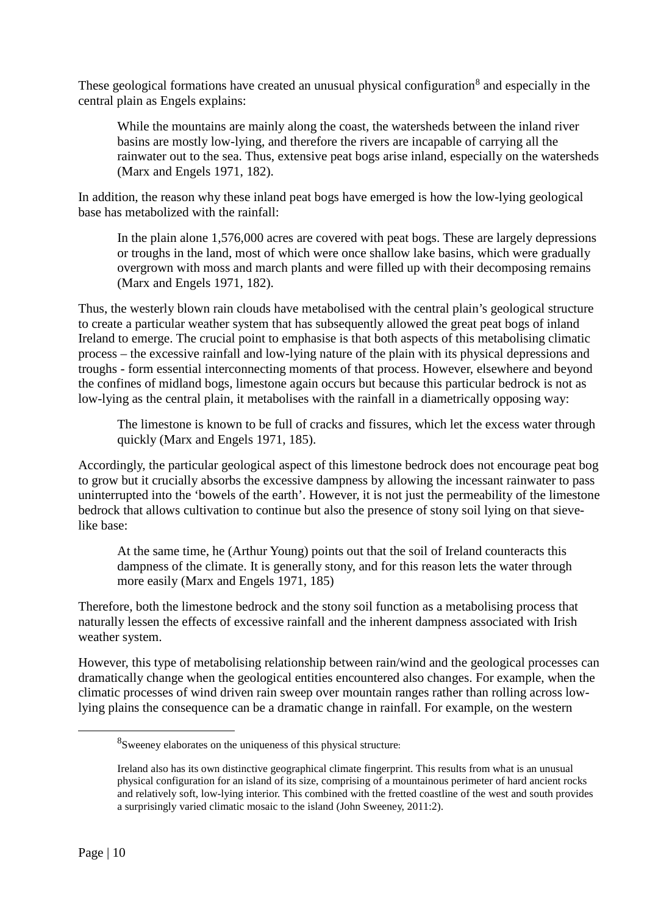These geological formations have created an unusual physical configuration[8] and especially in the central plain as Engels explains:

> While the mountains are mainly along the coast, the watersheds between the inland river basins are mostly low-lying, and therefore the rivers are incapable of carrying all the rainwater out to the sea. Thus, extensive peat bogs arise inland, especially on the watersheds (Marx and Engels 1971, 182).

In addition, the reason why these inland peat bogs have emerged is how the low-lying geological base has metabolized with the rainfall:

> In the plain alone 1,576,000 acres are covered with peat bogs. These are largely depressions or troughs in the land, most of which were once shallow lake basins, which were gradually overgrown with moss and march plants and were filled up with their decomposing remains (Marx and Engels 1971, 182).

Thus, the westerly blown rain clouds have metabolised with the central plain's geological structure to create a particular weather system that has subsequently allowed the great peat bogs of inland Ireland to emerge. The crucial point to emphasise is that both aspects of this metabolising climatic process – the excessive rainfall and low-lying nature of the plain with its physical depressions and troughs - form essential interconnecting moments of that process. However, elsewhere and beyond the confines of midland bogs, limestone again occurs but because this particular bedrock is not as low-lying as the central plain, it metabolises with the rainfall in a diametrically opposing way:

> The limestone is known to be full of cracks and fissures, which let the excess water through quickly (Marx and Engels 1971, 185).

Accordingly, the particular geological aspect of this limestone bedrock does not encourage peat bog to grow but it crucially absorbs the excessive dampness by allowing the incessant rainwater to pass uninterrupted into the 'bowels of the earth'. However, it is not just the permeability of the limestone bedrock that allows cultivation to continue but also the presence of stony soil lying on that sieve-like base:

> At the same time, he (Arthur Young) points out that the soil of Ireland counteracts this dampness of the climate. It is generally stony, and for this reason lets the water through more easily (Marx and Engels 1971, 185)

Therefore, both the limestone bedrock and the stony soil function as a metabolising process that naturally lessen the effects of excessive rainfall and the inherent dampness associated with Irish weather system.

However, this type of metabolising relationship between rain/wind and the geological processes can dramatically change when the geological entities encountered also changes. For example, when the climatic processes of wind driven rain sweep over mountain ranges rather than rolling across low-lying plains the consequence can be a dramatic change in rainfall. For example, on the western

---

[8] Sweeney elaborates on the uniqueness of this physical structure:

> Ireland also has its own distinctive geographical climate fingerprint. This results from what is an unusual physical configuration for an island of its size, comprising of a mountainous perimeter of hard ancient rocks and relatively soft, low-lying interior. This combined with the fretted coastline of the west and south provides a surprisingly varied climatic mosaic to the island (John Sweeney, 2011:2).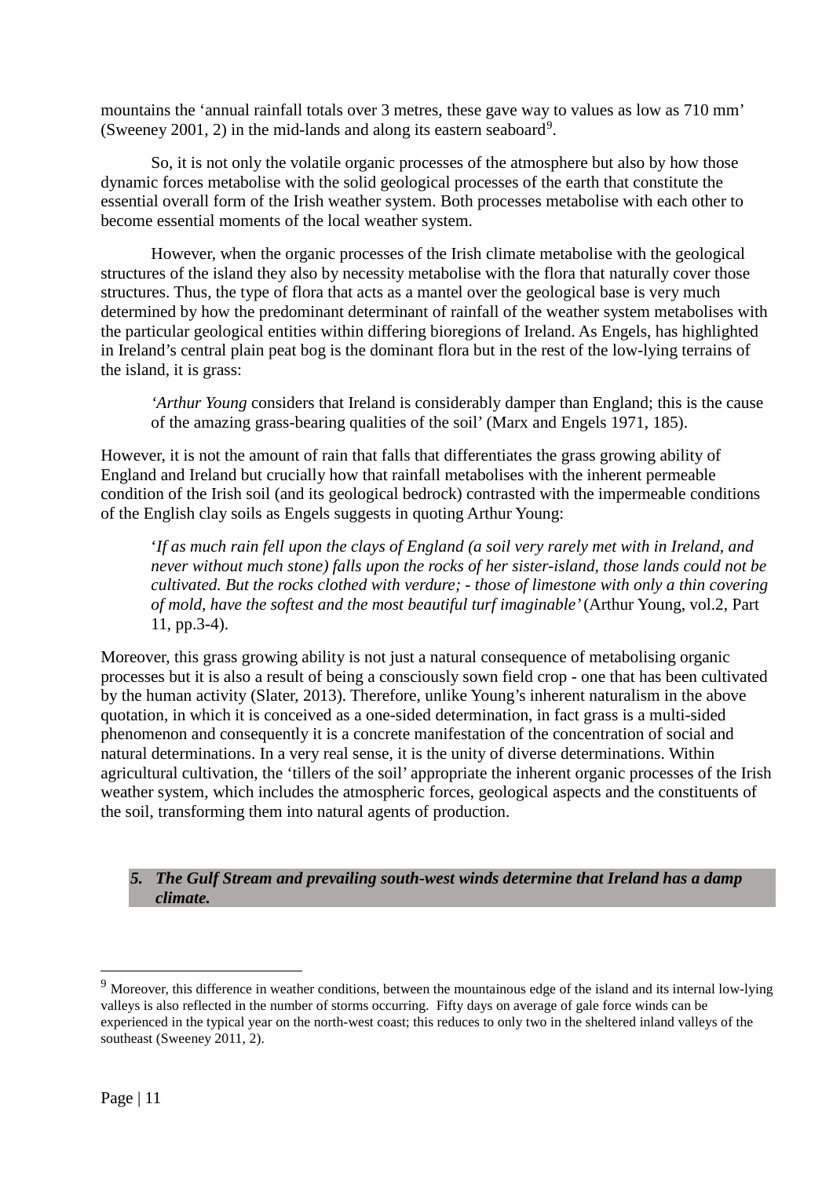mountains the 'annual rainfall totals over 3 metres, these gave way to values as low as 710 mm' (Sweeney 2001, 2) in the mid-lands and along its eastern seaboard[9].

So, it is not only the volatile organic processes of the atmosphere but also by how those dynamic forces metabolise with the solid geological processes of the earth that constitute the essential overall form of the Irish weather system. Both processes metabolise with each other to become essential moments of the local weather system.

However, when the organic processes of the Irish climate metabolise with the geological structures of the island they also by necessity metabolise with the flora that naturally cover those structures. Thus, the type of flora that acts as a mantel over the geological base is very much determined by how the predominant determinant of rainfall of the weather system metabolises with the particular geological entities within differing bioregions of Ireland. As Engels, has highlighted in Ireland's central plain peat bog is the dominant flora but in the rest of the low-lying terrains of the island, it is grass:

> '*Arthur Young* considers that Ireland is considerably damper than England; this is the cause of the amazing grass-bearing qualities of the soil' (Marx and Engels 1971, 185).

However, it is not the amount of rain that falls that differentiates the grass growing ability of England and Ireland but crucially how that rainfall metabolises with the inherent permeable condition of the Irish soil (and its geological bedrock) contrasted with the impermeable conditions of the English clay soils as Engels suggests in quoting Arthur Young:

> '*If as much rain fell upon the clays of England (a soil very rarely met with in Ireland, and never without much stone) falls upon the rocks of her sister-island, those lands could not be cultivated. But the rocks clothed with verdure; - those of limestone with only a thin covering of mold, have the softest and the most beautiful turf imaginable'* (Arthur Young, vol.2, Part 11, pp.3-4).

Moreover, this grass growing ability is not just a natural consequence of metabolising organic processes but it is also a result of being a consciously sown field crop - one that has been cultivated by the human activity (Slater, 2013). Therefore, unlike Young's inherent naturalism in the above quotation, in which it is conceived as a one-sided determination, in fact grass is a multi-sided phenomenon and consequently it is a concrete manifestation of the concentration of social and natural determinations. In a very real sense, it is the unity of diverse determinations. Within agricultural cultivation, the 'tillers of the soil' appropriate the inherent organic processes of the Irish weather system, which includes the atmospheric forces, geological aspects and the constituents of the soil, transforming them into natural agents of production.

### 5. *The Gulf Stream and prevailing south-west winds determine that Ireland has a damp climate.*

[9] Moreover, this difference in weather conditions, between the mountainous edge of the island and its internal low-lying valleys is also reflected in the number of storms occurring. Fifty days on average of gale force winds can be experienced in the typical year on the north-west coast; this reduces to only two in the sheltered inland valleys of the southeast (Sweeney 2011, 2).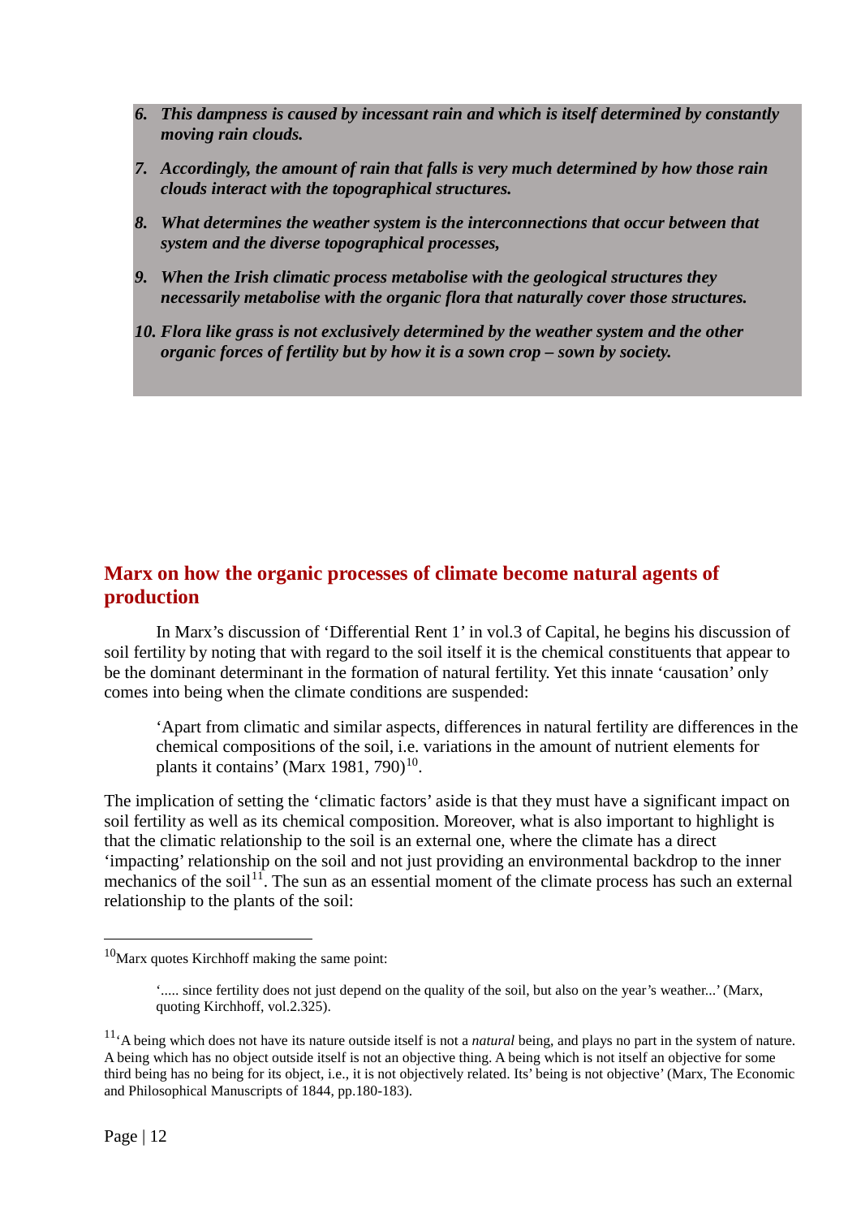6. ***This dampness is caused by incessant rain and which is itself determined by constantly moving rain clouds.***

7. ***Accordingly, the amount of rain that falls is very much determined by how those rain clouds interact with the topographical structures.***

8. ***What determines the weather system is the interconnections that occur between that system and the diverse topographical processes,***

9. ***When the Irish climatic process metabolise with the geological structures they necessarily metabolise with the organic flora that naturally cover those structures.***

10. ***Flora like grass is not exclusively determined by the weather system and the other organic forces of fertility but by how it is a sown crop – sown by society.***

## Marx on how the organic processes of climate become natural agents of production

In Marx's discussion of 'Differential Rent 1' in vol.3 of Capital, he begins his discussion of soil fertility by noting that with regard to the soil itself it is the chemical constituents that appear to be the dominant determinant in the formation of natural fertility. Yet this innate 'causation' only comes into being when the climate conditions are suspended:

> 'Apart from climatic and similar aspects, differences in natural fertility are differences in the chemical compositions of the soil, i.e. variations in the amount of nutrient elements for plants it contains' (Marx 1981, 790)[10].

The implication of setting the 'climatic factors' aside is that they must have a significant impact on soil fertility as well as its chemical composition. Moreover, what is also important to highlight is that the climatic relationship to the soil is an external one, where the climate has a direct 'impacting' relationship on the soil and not just providing an environmental backdrop to the inner mechanics of the soil[11]. The sun as an essential moment of the climate process has such an external relationship to the plants of the soil:

---

[10] Marx quotes Kirchhoff making the same point:

> '..... since fertility does not just depend on the quality of the soil, but also on the year's weather...' (Marx, quoting Kirchhoff, vol.2.325).

[11] 'A being which does not have its nature outside itself is not a *natural* being, and plays no part in the system of nature. A being which has no object outside itself is not an objective thing. A being which is not itself an objective for some third being has no being for its object, i.e., it is not objectively related. Its' being is not objective' (Marx, The Economic and Philosophical Manuscripts of 1844, pp.180-183).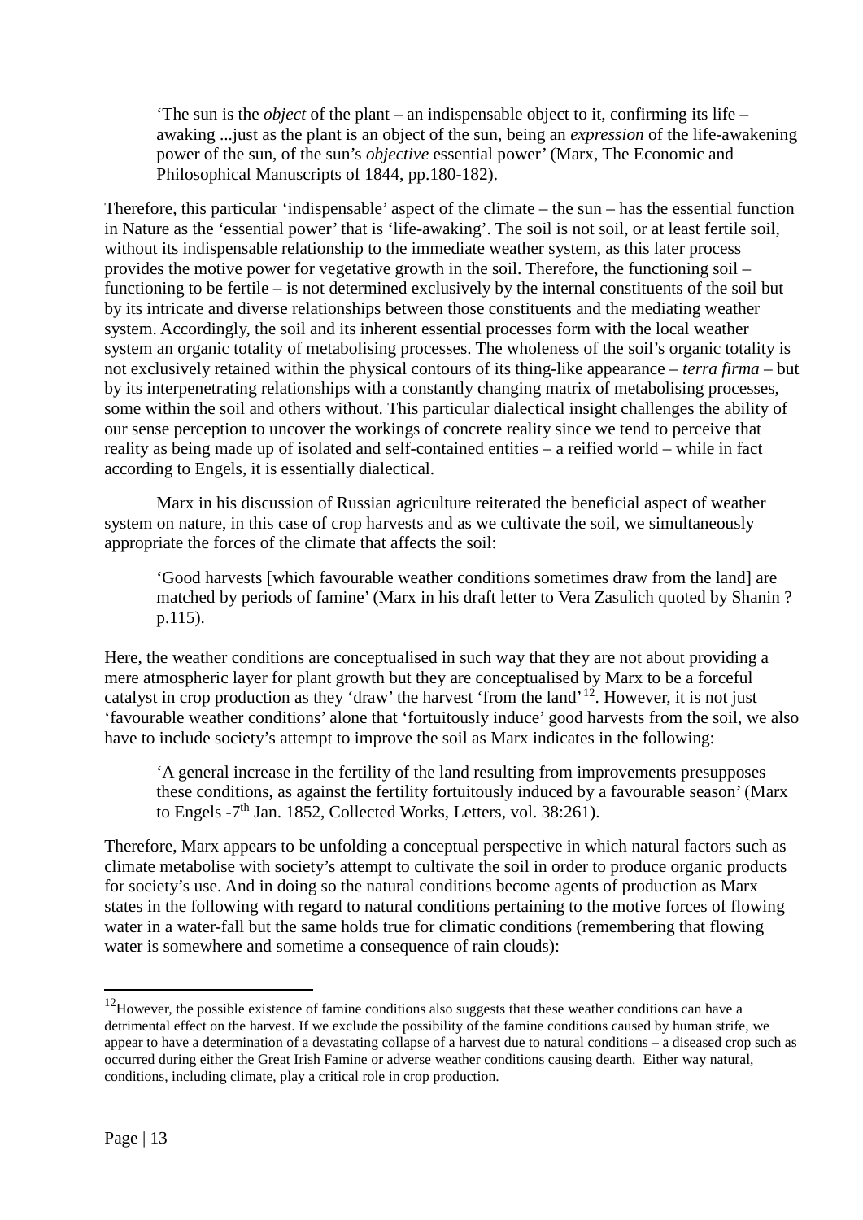> 'The sun is the *object* of the plant – an indispensable object to it, confirming its life – awaking ...just as the plant is an object of the sun, being an *expression* of the life-awakening power of the sun, of the sun's *objective* essential power' (Marx, The Economic and Philosophical Manuscripts of 1844, pp.180-182).

Therefore, this particular 'indispensable' aspect of the climate – the sun – has the essential function in Nature as the 'essential power' that is 'life-awaking'. The soil is not soil, or at least fertile soil, without its indispensable relationship to the immediate weather system, as this later process provides the motive power for vegetative growth in the soil. Therefore, the functioning soil – functioning to be fertile – is not determined exclusively by the internal constituents of the soil but by its intricate and diverse relationships between those constituents and the mediating weather system. Accordingly, the soil and its inherent essential processes form with the local weather system an organic totality of metabolising processes. The wholeness of the soil's organic totality is not exclusively retained within the physical contours of its thing-like appearance – *terra firma* – but by its interpenetrating relationships with a constantly changing matrix of metabolising processes, some within the soil and others without. This particular dialectical insight challenges the ability of our sense perception to uncover the workings of concrete reality since we tend to perceive that reality as being made up of isolated and self-contained entities – a reified world – while in fact according to Engels, it is essentially dialectical.

Marx in his discussion of Russian agriculture reiterated the beneficial aspect of weather system on nature, in this case of crop harvests and as we cultivate the soil, we simultaneously appropriate the forces of the climate that affects the soil:

> 'Good harvests [which favourable weather conditions sometimes draw from the land] are matched by periods of famine' (Marx in his draft letter to Vera Zasulich quoted by Shanin ? p.115).

Here, the weather conditions are conceptualised in such way that they are not about providing a mere atmospheric layer for plant growth but they are conceptualised by Marx to be a forceful catalyst in crop production as they 'draw' the harvest 'from the land'[12]. However, it is not just 'favourable weather conditions' alone that 'fortuitously induce' good harvests from the soil, we also have to include society's attempt to improve the soil as Marx indicates in the following:

> 'A general increase in the fertility of the land resulting from improvements presupposes these conditions, as against the fertility fortuitously induced by a favourable season' (Marx to Engels -7th Jan. 1852, Collected Works, Letters, vol. 38:261).

Therefore, Marx appears to be unfolding a conceptual perspective in which natural factors such as climate metabolise with society's attempt to cultivate the soil in order to produce organic products for society's use. And in doing so the natural conditions become agents of production as Marx states in the following with regard to natural conditions pertaining to the motive forces of flowing water in a water-fall but the same holds true for climatic conditions (remembering that flowing water is somewhere and sometime a consequence of rain clouds):

---

[12] However, the possible existence of famine conditions also suggests that these weather conditions can have a detrimental effect on the harvest. If we exclude the possibility of the famine conditions caused by human strife, we appear to have a determination of a devastating collapse of a harvest due to natural conditions – a diseased crop such as occurred during either the Great Irish Famine or adverse weather conditions causing dearth. Either way natural, conditions, including climate, play a critical role in crop production.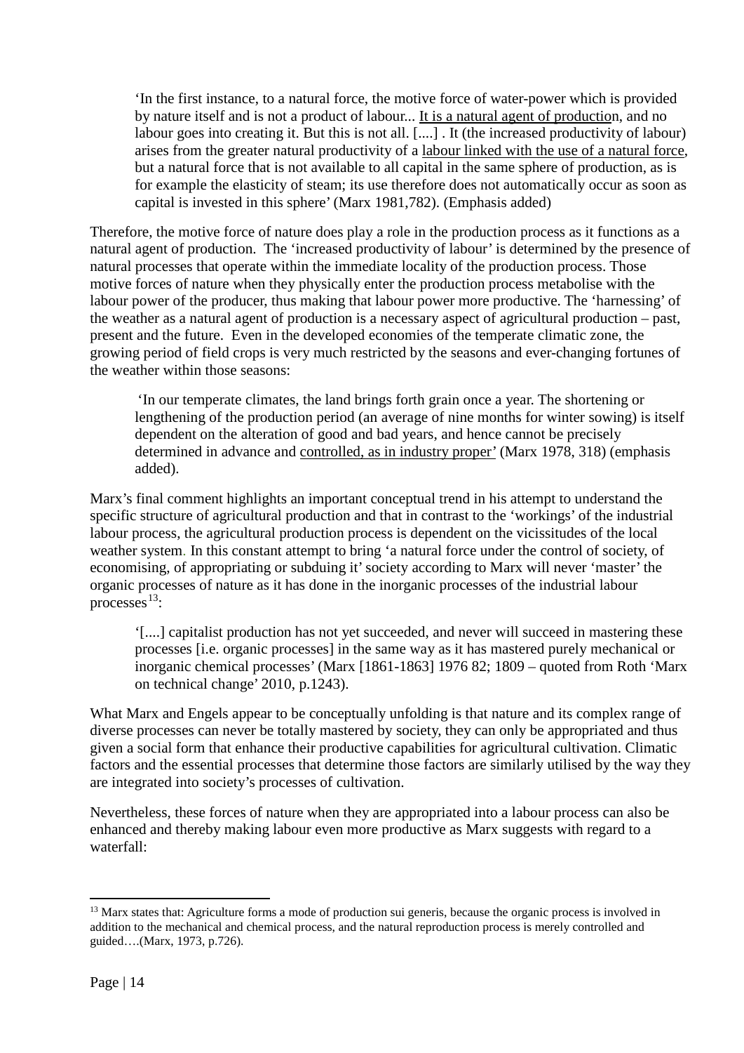> 'In the first instance, to a natural force, the motive force of water-power which is provided by nature itself and is not a product of labour... It is a natural agent of production, and no labour goes into creating it. But this is not all. [....] . It (the increased productivity of labour) arises from the greater natural productivity of a labour linked with the use of a natural force, but a natural force that is not available to all capital in the same sphere of production, as is for example the elasticity of steam; its use therefore does not automatically occur as soon as capital is invested in this sphere' (Marx 1981,782). (Emphasis added)

Therefore, the motive force of nature does play a role in the production process as it functions as a natural agent of production. The 'increased productivity of labour' is determined by the presence of natural processes that operate within the immediate locality of the production process. Those motive forces of nature when they physically enter the production process metabolise with the labour power of the producer, thus making that labour power more productive. The 'harnessing' of the weather as a natural agent of production is a necessary aspect of agricultural production – past, present and the future. Even in the developed economies of the temperate climatic zone, the growing period of field crops is very much restricted by the seasons and ever-changing fortunes of the weather within those seasons:

> 'In our temperate climates, the land brings forth grain once a year. The shortening or lengthening of the production period (an average of nine months for winter sowing) is itself dependent on the alteration of good and bad years, and hence cannot be precisely determined in advance and controlled, as in industry proper' (Marx 1978, 318) (emphasis added).

Marx's final comment highlights an important conceptual trend in his attempt to understand the specific structure of agricultural production and that in contrast to the 'workings' of the industrial labour process, the agricultural production process is dependent on the vicissitudes of the local weather system. In this constant attempt to bring 'a natural force under the control of society, of economising, of appropriating or subduing it' society according to Marx will never 'master' the organic processes of nature as it has done in the inorganic processes of the industrial labour processes[13]:

> '[....] capitalist production has not yet succeeded, and never will succeed in mastering these processes [i.e. organic processes] in the same way as it has mastered purely mechanical or inorganic chemical processes' (Marx [1861-1863] 1976 82; 1809 – quoted from Roth 'Marx on technical change' 2010, p.1243).

What Marx and Engels appear to be conceptually unfolding is that nature and its complex range of diverse processes can never be totally mastered by society, they can only be appropriated and thus given a social form that enhance their productive capabilities for agricultural cultivation. Climatic factors and the essential processes that determine those factors are similarly utilised by the way they are integrated into society's processes of cultivation.

Nevertheless, these forces of nature when they are appropriated into a labour process can also be enhanced and thereby making labour even more productive as Marx suggests with regard to a waterfall:

---

[13] Marx states that: Agriculture forms a mode of production sui generis, because the organic process is involved in addition to the mechanical and chemical process, and the natural reproduction process is merely controlled and guided….(Marx, 1973, p.726).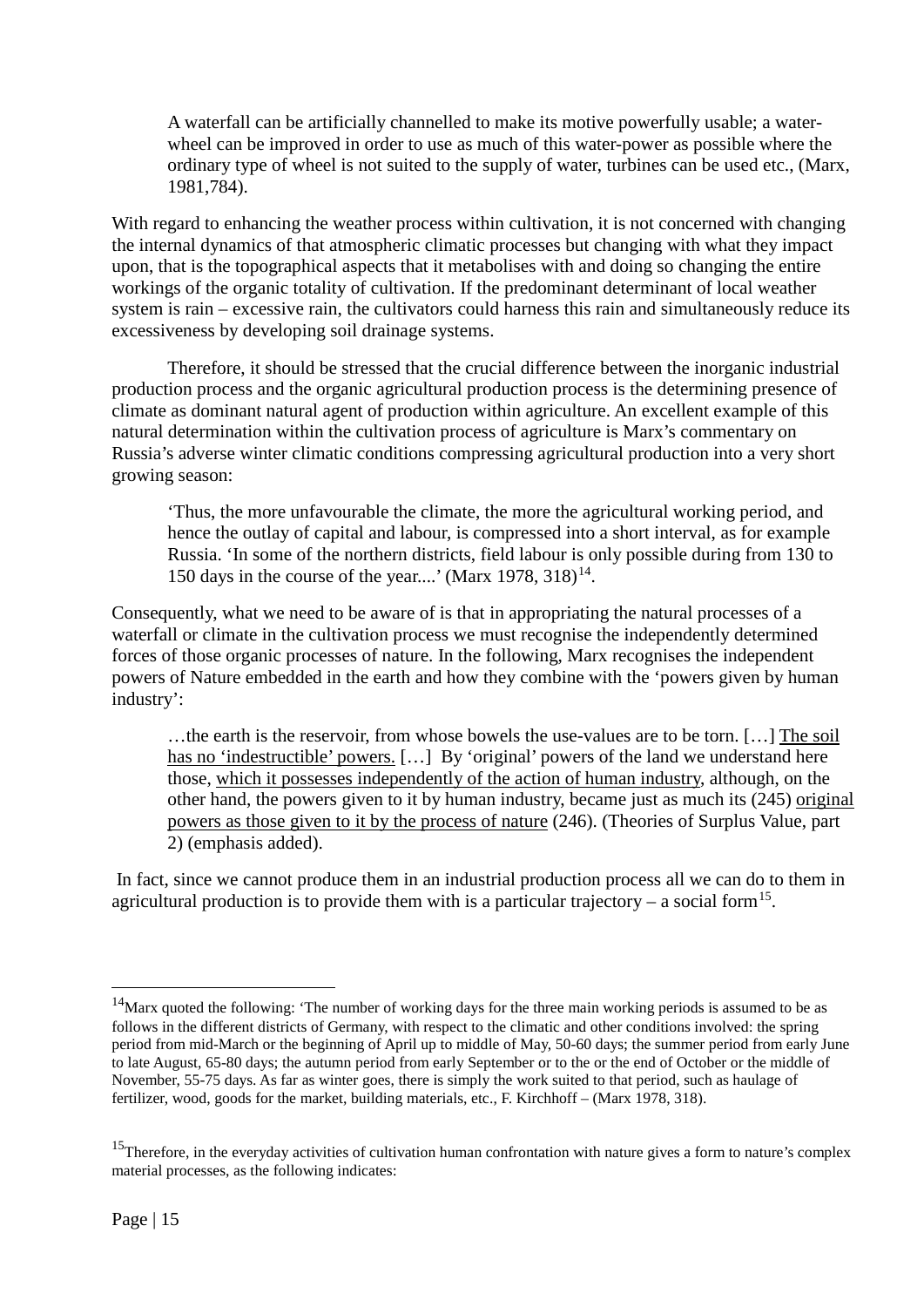> A waterfall can be artificially channelled to make its motive powerfully usable; a water-wheel can be improved in order to use as much of this water-power as possible where the ordinary type of wheel is not suited to the supply of water, turbines can be used etc., (Marx, 1981,784).

With regard to enhancing the weather process within cultivation, it is not concerned with changing the internal dynamics of that atmospheric climatic processes but changing with what they impact upon, that is the topographical aspects that it metabolises with and doing so changing the entire workings of the organic totality of cultivation. If the predominant determinant of local weather system is rain – excessive rain, the cultivators could harness this rain and simultaneously reduce its excessiveness by developing soil drainage systems.

Therefore, it should be stressed that the crucial difference between the inorganic industrial production process and the organic agricultural production process is the determining presence of climate as dominant natural agent of production within agriculture. An excellent example of this natural determination within the cultivation process of agriculture is Marx's commentary on Russia's adverse winter climatic conditions compressing agricultural production into a very short growing season:

> 'Thus, the more unfavourable the climate, the more the agricultural working period, and hence the outlay of capital and labour, is compressed into a short interval, as for example Russia. 'In some of the northern districts, field labour is only possible during from 130 to 150 days in the course of the year....' (Marx 1978, 318)[14].

Consequently, what we need to be aware of is that in appropriating the natural processes of a waterfall or climate in the cultivation process we must recognise the independently determined forces of those organic processes of nature. In the following, Marx recognises the independent powers of Nature embedded in the earth and how they combine with the 'powers given by human industry':

> …the earth is the reservoir, from whose bowels the use-values are to be torn. […] The soil has no 'indestructible' powers. […] By 'original' powers of the land we understand here those, which it possesses independently of the action of human industry, although, on the other hand, the powers given to it by human industry, became just as much its (245) original powers as those given to it by the process of nature (246). (Theories of Surplus Value, part 2) (emphasis added).

In fact, since we cannot produce them in an industrial production process all we can do to them in agricultural production is to provide them with is a particular trajectory – a social form[15].

---

[14] Marx quoted the following: 'The number of working days for the three main working periods is assumed to be as follows in the different districts of Germany, with respect to the climatic and other conditions involved: the spring period from mid-March or the beginning of April up to middle of May, 50-60 days; the summer period from early June to late August, 65-80 days; the autumn period from early September or to the or the end of October or the middle of November, 55-75 days. As far as winter goes, there is simply the work suited to that period, such as haulage of fertilizer, wood, goods for the market, building materials, etc., F. Kirchhoff – (Marx 1978, 318).

[15] Therefore, in the everyday activities of cultivation human confrontation with nature gives a form to nature's complex material processes, as the following indicates: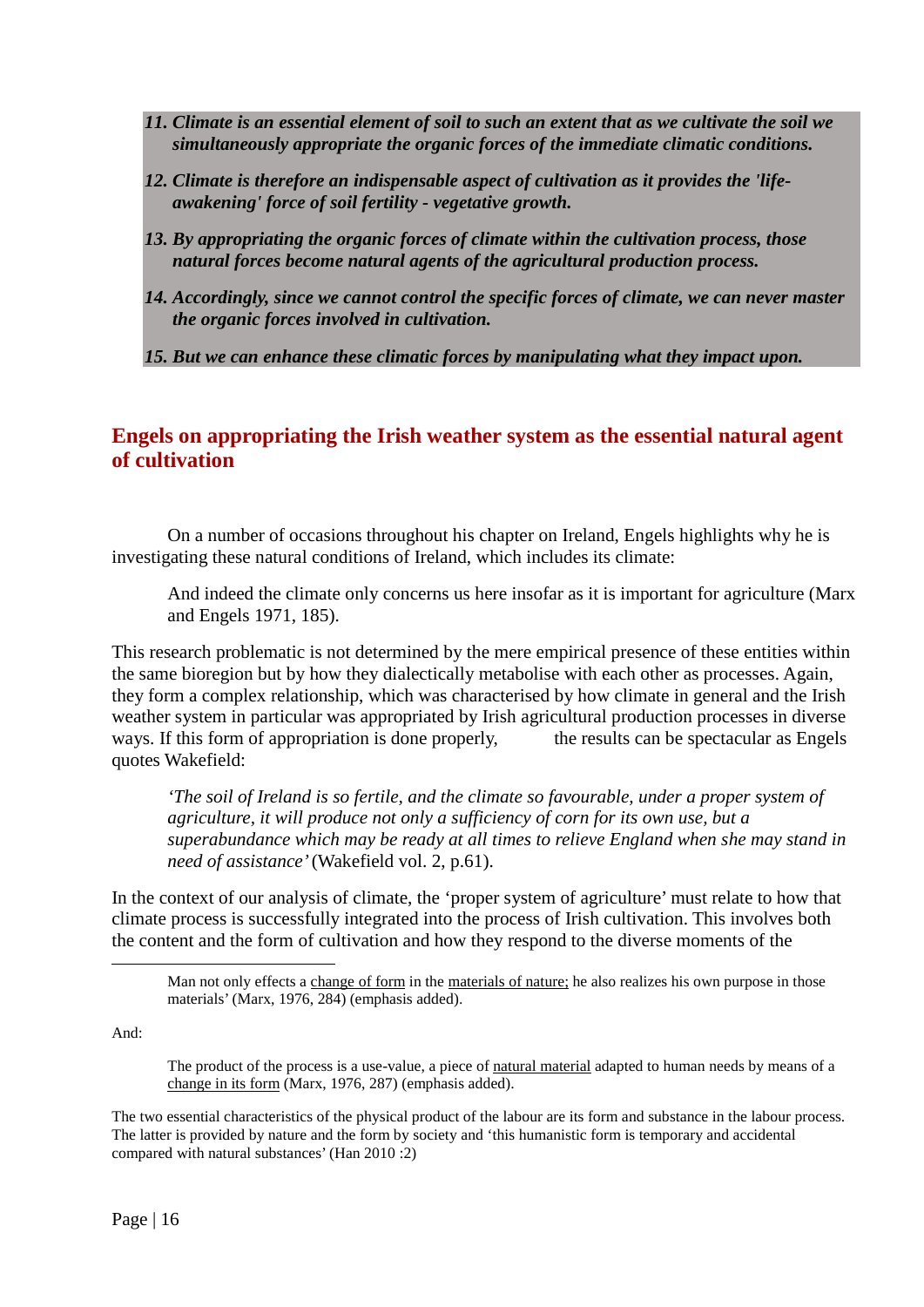*11. Climate is an essential element of soil to such an extent that as we cultivate the soil we simultaneously appropriate the organic forces of the immediate climatic conditions.*

*12. Climate is therefore an indispensable aspect of cultivation as it provides the 'life-awakening' force of soil fertility - vegetative growth.*

*13. By appropriating the organic forces of climate within the cultivation process, those natural forces become natural agents of the agricultural production process.*

*14. Accordingly, since we cannot control the specific forces of climate, we can never master the organic forces involved in cultivation.*

*15. But we can enhance these climatic forces by manipulating what they impact upon.*

## Engels on appropriating the Irish weather system as the essential natural agent of cultivation

On a number of occasions throughout his chapter on Ireland, Engels highlights why he is investigating these natural conditions of Ireland, which includes its climate:

> And indeed the climate only concerns us here insofar as it is important for agriculture (Marx and Engels 1971, 185).

This research problematic is not determined by the mere empirical presence of these entities within the same bioregion but by how they dialectically metabolise with each other as processes. Again, they form a complex relationship, which was characterised by how climate in general and the Irish weather system in particular was appropriated by Irish agricultural production processes in diverse ways. If this form of appropriation is done properly, the results can be spectacular as Engels quotes Wakefield:

> *'The soil of Ireland is so fertile, and the climate so favourable, under a proper system of agriculture, it will produce not only a sufficiency of corn for its own use, but a superabundance which may be ready at all times to relieve England when she may stand in need of assistance'* (Wakefield vol. 2, p.61).

In the context of our analysis of climate, the 'proper system of agriculture' must relate to how that climate process is successfully integrated into the process of Irish cultivation. This involves both the content and the form of cultivation and how they respond to the diverse moments of the

---

> Man not only effects a change of form in the materials of nature; he also realizes his own purpose in those materials' (Marx, 1976, 284) (emphasis added).

And:

> The product of the process is a use-value, a piece of natural material adapted to human needs by means of a change in its form (Marx, 1976, 287) (emphasis added).

The two essential characteristics of the physical product of the labour are its form and substance in the labour process. The latter is provided by nature and the form by society and 'this humanistic form is temporary and accidental compared with natural substances' (Han 2010 :2)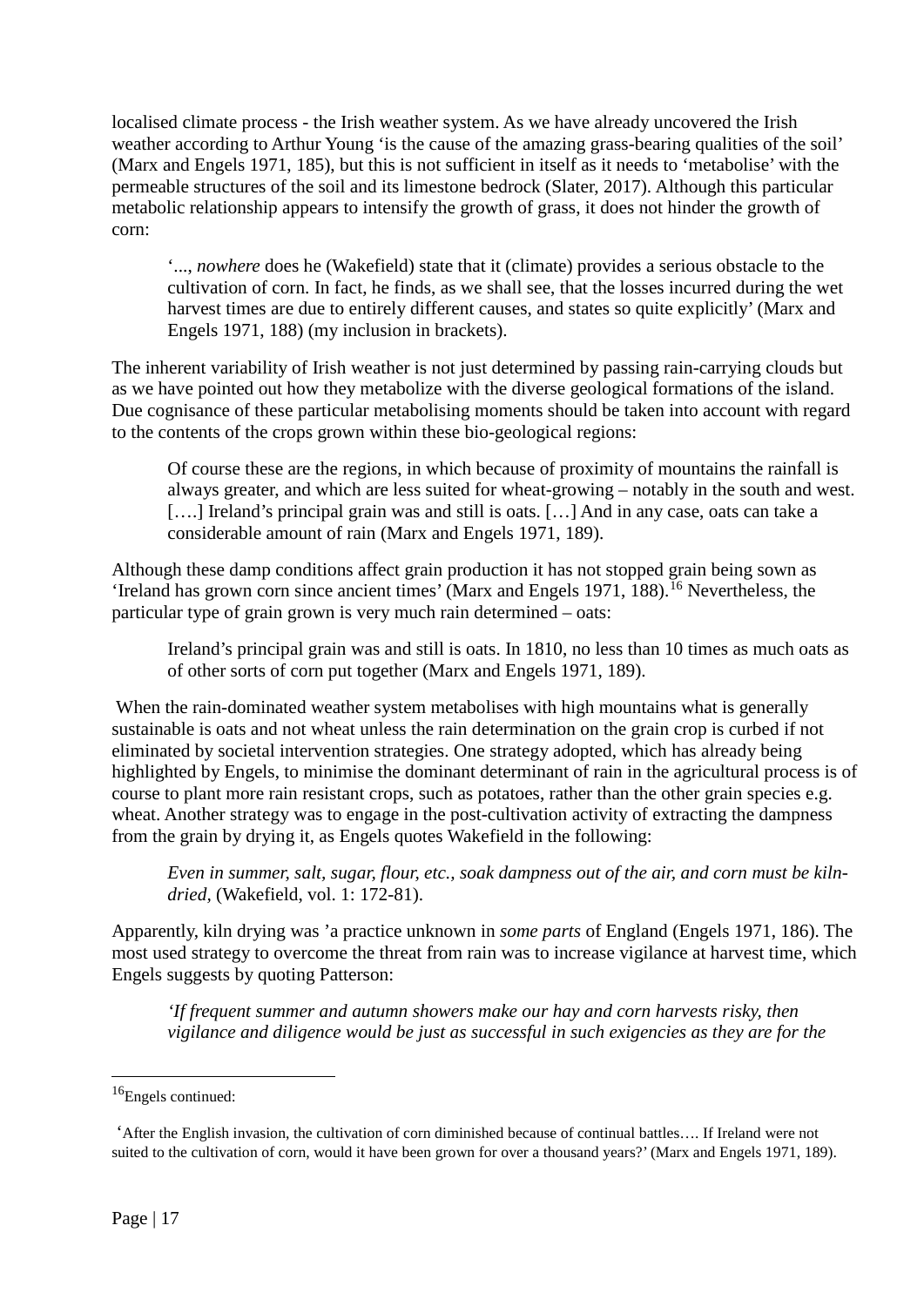localised climate process - the Irish weather system. As we have already uncovered the Irish weather according to Arthur Young 'is the cause of the amazing grass-bearing qualities of the soil' (Marx and Engels 1971, 185), but this is not sufficient in itself as it needs to 'metabolise' with the permeable structures of the soil and its limestone bedrock (Slater, 2017). Although this particular metabolic relationship appears to intensify the growth of grass, it does not hinder the growth of corn:

> '..., *nowhere* does he (Wakefield) state that it (climate) provides a serious obstacle to the cultivation of corn. In fact, he finds, as we shall see, that the losses incurred during the wet harvest times are due to entirely different causes, and states so quite explicitly' (Marx and Engels 1971, 188) (my inclusion in brackets).

The inherent variability of Irish weather is not just determined by passing rain-carrying clouds but as we have pointed out how they metabolize with the diverse geological formations of the island. Due cognisance of these particular metabolising moments should be taken into account with regard to the contents of the crops grown within these bio-geological regions:

> Of course these are the regions, in which because of proximity of mountains the rainfall is always greater, and which are less suited for wheat-growing – notably in the south and west. [….] Ireland's principal grain was and still is oats. […] And in any case, oats can take a considerable amount of rain (Marx and Engels 1971, 189).

Although these damp conditions affect grain production it has not stopped grain being sown as 'Ireland has grown corn since ancient times' (Marx and Engels 1971, 188).[16] Nevertheless, the particular type of grain grown is very much rain determined – oats:

> Ireland's principal grain was and still is oats. In 1810, no less than 10 times as much oats as of other sorts of corn put together (Marx and Engels 1971, 189).

When the rain-dominated weather system metabolises with high mountains what is generally sustainable is oats and not wheat unless the rain determination on the grain crop is curbed if not eliminated by societal intervention strategies. One strategy adopted, which has already being highlighted by Engels, to minimise the dominant determinant of rain in the agricultural process is of course to plant more rain resistant crops, such as potatoes, rather than the other grain species e.g. wheat. Another strategy was to engage in the post-cultivation activity of extracting the dampness from the grain by drying it, as Engels quotes Wakefield in the following:

> *Even in summer, salt, sugar, flour, etc., soak dampness out of the air, and corn must be kiln-dried*, (Wakefield, vol. 1: 172-81).

Apparently, kiln drying was 'a practice unknown in *some parts* of England (Engels 1971, 186). The most used strategy to overcome the threat from rain was to increase vigilance at harvest time, which Engels suggests by quoting Patterson:

> *'If frequent summer and autumn showers make our hay and corn harvests risky, then vigilance and diligence would be just as successful in such exigencies as they are for the*

---

[16] Engels continued:

'After the English invasion, the cultivation of corn diminished because of continual battles…. If Ireland were not suited to the cultivation of corn, would it have been grown for over a thousand years?' (Marx and Engels 1971, 189).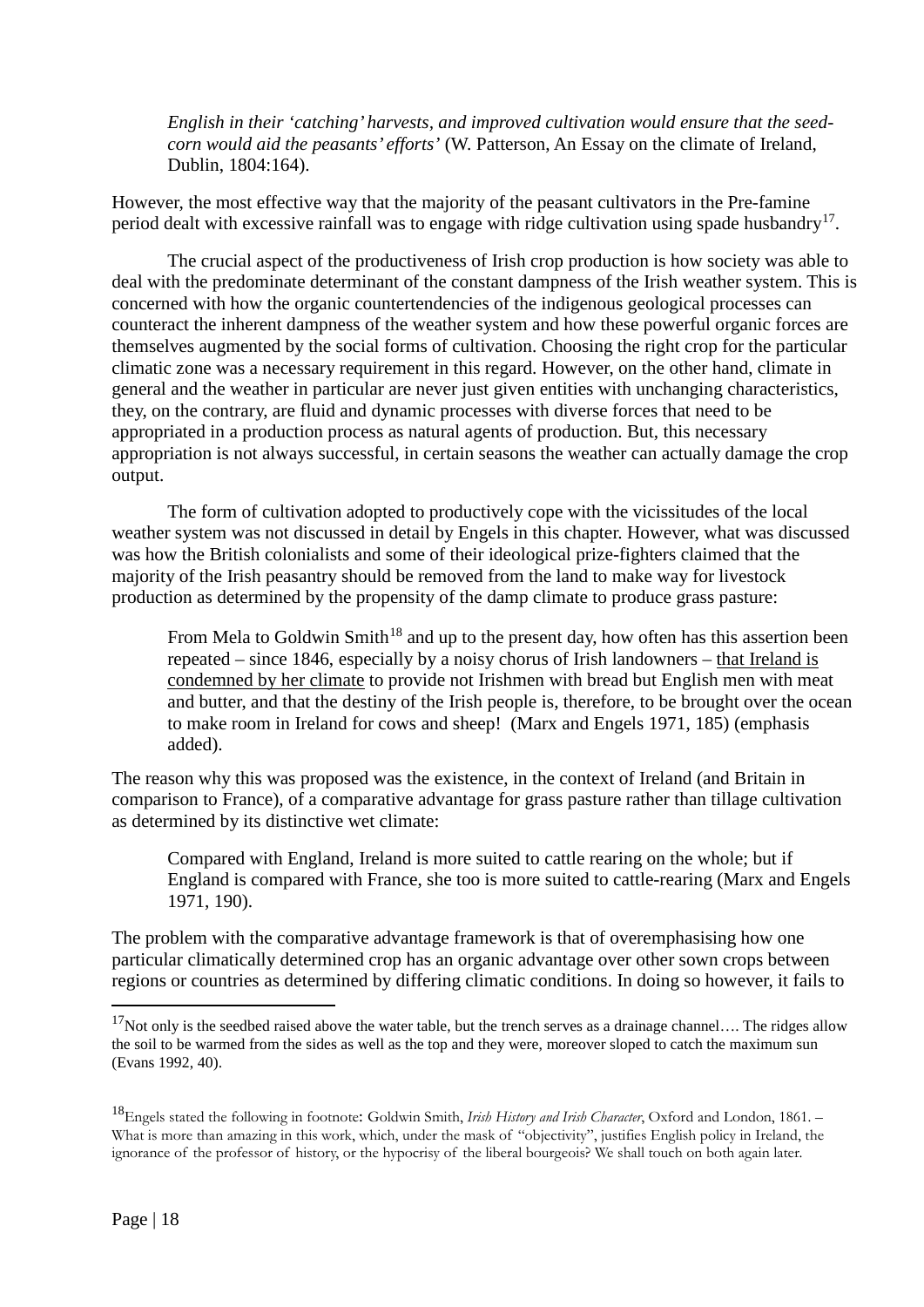> *English in their 'catching' harvests, and improved cultivation would ensure that the seed-corn would aid the peasants' efforts'* (W. Patterson, An Essay on the climate of Ireland, Dublin, 1804:164).

However, the most effective way that the majority of the peasant cultivators in the Pre-famine period dealt with excessive rainfall was to engage with ridge cultivation using spade husbandry[17].

The crucial aspect of the productiveness of Irish crop production is how society was able to deal with the predominate determinant of the constant dampness of the Irish weather system. This is concerned with how the organic countertendencies of the indigenous geological processes can counteract the inherent dampness of the weather system and how these powerful organic forces are themselves augmented by the social forms of cultivation. Choosing the right crop for the particular climatic zone was a necessary requirement in this regard. However, on the other hand, climate in general and the weather in particular are never just given entities with unchanging characteristics, they, on the contrary, are fluid and dynamic processes with diverse forces that need to be appropriated in a production process as natural agents of production. But, this necessary appropriation is not always successful, in certain seasons the weather can actually damage the crop output.

The form of cultivation adopted to productively cope with the vicissitudes of the local weather system was not discussed in detail by Engels in this chapter. However, what was discussed was how the British colonialists and some of their ideological prize-fighters claimed that the majority of the Irish peasantry should be removed from the land to make way for livestock production as determined by the propensity of the damp climate to produce grass pasture:

> From Mela to Goldwin Smith[18] and up to the present day, how often has this assertion been repeated – since 1846, especially by a noisy chorus of Irish landowners – <u>that Ireland is condemned by her climate</u> to provide not Irishmen with bread but English men with meat and butter, and that the destiny of the Irish people is, therefore, to be brought over the ocean to make room in Ireland for cows and sheep! (Marx and Engels 1971, 185) (emphasis added).

The reason why this was proposed was the existence, in the context of Ireland (and Britain in comparison to France), of a comparative advantage for grass pasture rather than tillage cultivation as determined by its distinctive wet climate:

> Compared with England, Ireland is more suited to cattle rearing on the whole; but if England is compared with France, she too is more suited to cattle-rearing (Marx and Engels 1971, 190).

The problem with the comparative advantage framework is that of overemphasising how one particular climatically determined crop has an organic advantage over other sown crops between regions or countries as determined by differing climatic conditions. In doing so however, it fails to

---

[17] Not only is the seedbed raised above the water table, but the trench serves as a drainage channel…. The ridges allow the soil to be warmed from the sides as well as the top and they were, moreover sloped to catch the maximum sun (Evans 1992, 40).

[18] Engels stated the following in footnote: Goldwin Smith, *Irish History and Irish Character*, Oxford and London, 1861. – What is more than amazing in this work, which, under the mask of "objectivity", justifies English policy in Ireland, the ignorance of the professor of history, or the hypocrisy of the liberal bourgeois? We shall touch on both again later.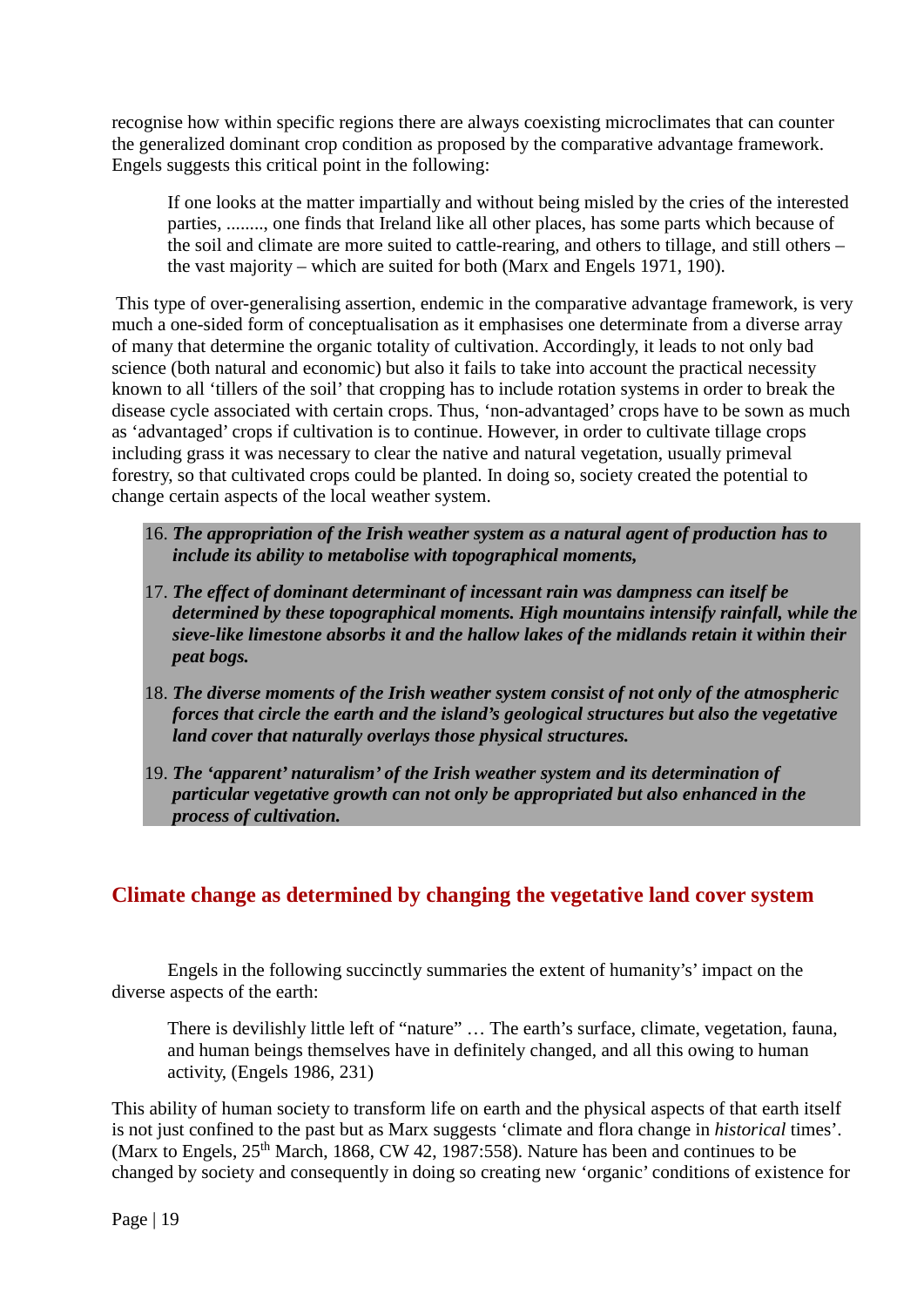recognise how within specific regions there are always coexisting microclimates that can counter the generalized dominant crop condition as proposed by the comparative advantage framework. Engels suggests this critical point in the following:

> If one looks at the matter impartially and without being misled by the cries of the interested parties, ........, one finds that Ireland like all other places, has some parts which because of the soil and climate are more suited to cattle-rearing, and others to tillage, and still others – the vast majority – which are suited for both (Marx and Engels 1971, 190).

This type of over-generalising assertion, endemic in the comparative advantage framework, is very much a one-sided form of conceptualisation as it emphasises one determinate from a diverse array of many that determine the organic totality of cultivation. Accordingly, it leads to not only bad science (both natural and economic) but also it fails to take into account the practical necessity known to all 'tillers of the soil' that cropping has to include rotation systems in order to break the disease cycle associated with certain crops. Thus, 'non-advantaged' crops have to be sown as much as 'advantaged' crops if cultivation is to continue. However, in order to cultivate tillage crops including grass it was necessary to clear the native and natural vegetation, usually primeval forestry, so that cultivated crops could be planted. In doing so, society created the potential to change certain aspects of the local weather system.

16. ***The appropriation of the Irish weather system as a natural agent of production has to include its ability to metabolise with topographical moments,***
17. ***The effect of dominant determinant of incessant rain was dampness can itself be determined by these topographical moments. High mountains intensify rainfall, while the sieve-like limestone absorbs it and the hallow lakes of the midlands retain it within their peat bogs.***
18. ***The diverse moments of the Irish weather system consist of not only of the atmospheric forces that circle the earth and the island's geological structures but also the vegetative land cover that naturally overlays those physical structures.***
19. ***The 'apparent' naturalism' of the Irish weather system and its determination of particular vegetative growth can not only be appropriated but also enhanced in the process of cultivation.***

## Climate change as determined by changing the vegetative land cover system

Engels in the following succinctly summaries the extent of humanity's' impact on the diverse aspects of the earth:

> There is devilishly little left of "nature" … The earth's surface, climate, vegetation, fauna, and human beings themselves have in definitely changed, and all this owing to human activity, (Engels 1986, 231)

This ability of human society to transform life on earth and the physical aspects of that earth itself is not just confined to the past but as Marx suggests 'climate and flora change in *historical* times'. (Marx to Engels, 25th March, 1868, CW 42, 1987:558). Nature has been and continues to be changed by society and consequently in doing so creating new 'organic' conditions of existence for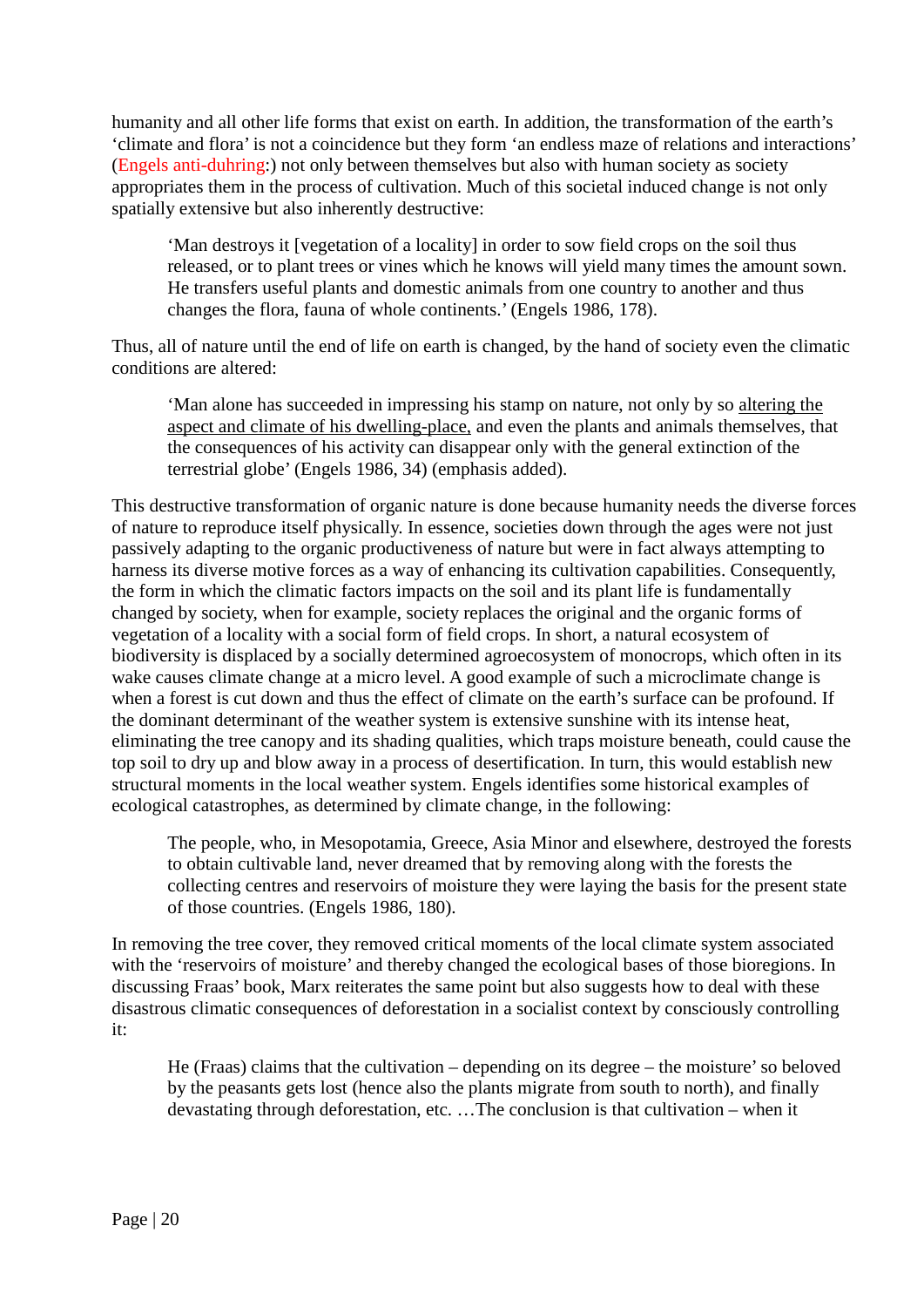humanity and all other life forms that exist on earth. In addition, the transformation of the earth's 'climate and flora' is not a coincidence but they form 'an endless maze of relations and interactions' (Engels anti-duhring:) not only between themselves but also with human society as society appropriates them in the process of cultivation. Much of this societal induced change is not only spatially extensive but also inherently destructive:

> 'Man destroys it [vegetation of a locality] in order to sow field crops on the soil thus released, or to plant trees or vines which he knows will yield many times the amount sown. He transfers useful plants and domestic animals from one country to another and thus changes the flora, fauna of whole continents.' (Engels 1986, 178).

Thus, all of nature until the end of life on earth is changed, by the hand of society even the climatic conditions are altered:

> 'Man alone has succeeded in impressing his stamp on nature, not only by so altering the aspect and climate of his dwelling-place, and even the plants and animals themselves, that the consequences of his activity can disappear only with the general extinction of the terrestrial globe' (Engels 1986, 34) (emphasis added).

This destructive transformation of organic nature is done because humanity needs the diverse forces of nature to reproduce itself physically. In essence, societies down through the ages were not just passively adapting to the organic productiveness of nature but were in fact always attempting to harness its diverse motive forces as a way of enhancing its cultivation capabilities. Consequently, the form in which the climatic factors impacts on the soil and its plant life is fundamentally changed by society, when for example, society replaces the original and the organic forms of vegetation of a locality with a social form of field crops. In short, a natural ecosystem of biodiversity is displaced by a socially determined agroecosystem of monocrops, which often in its wake causes climate change at a micro level. A good example of such a microclimate change is when a forest is cut down and thus the effect of climate on the earth's surface can be profound. If the dominant determinant of the weather system is extensive sunshine with its intense heat, eliminating the tree canopy and its shading qualities, which traps moisture beneath, could cause the top soil to dry up and blow away in a process of desertification. In turn, this would establish new structural moments in the local weather system. Engels identifies some historical examples of ecological catastrophes, as determined by climate change, in the following:

> The people, who, in Mesopotamia, Greece, Asia Minor and elsewhere, destroyed the forests to obtain cultivable land, never dreamed that by removing along with the forests the collecting centres and reservoirs of moisture they were laying the basis for the present state of those countries. (Engels 1986, 180).

In removing the tree cover, they removed critical moments of the local climate system associated with the 'reservoirs of moisture' and thereby changed the ecological bases of those bioregions. In discussing Fraas' book, Marx reiterates the same point but also suggests how to deal with these disastrous climatic consequences of deforestation in a socialist context by consciously controlling it:

> He (Fraas) claims that the cultivation – depending on its degree – the moisture' so beloved by the peasants gets lost (hence also the plants migrate from south to north), and finally devastating through deforestation, etc. …The conclusion is that cultivation – when it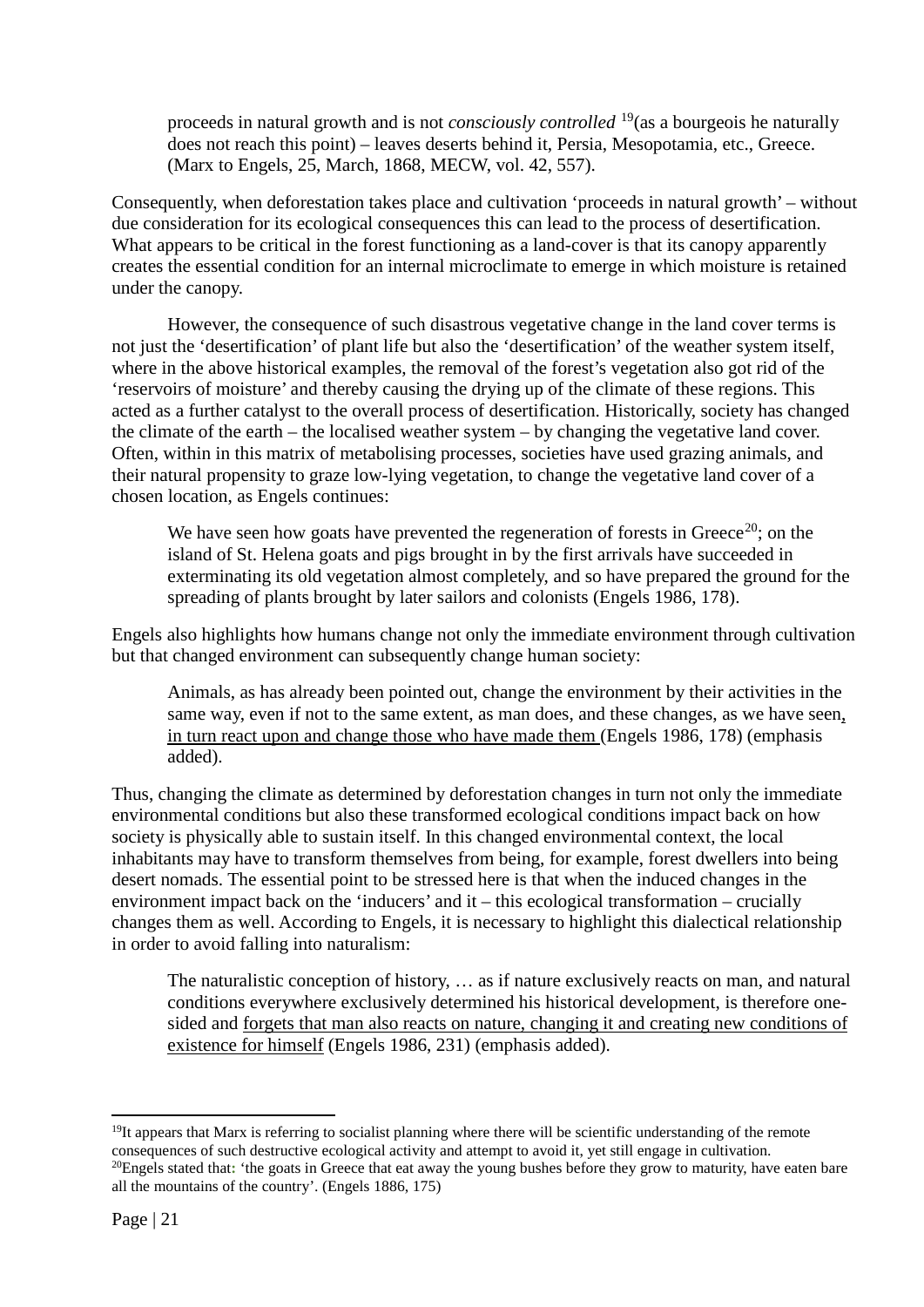> proceeds in natural growth and is not *consciously controlled* [19](as a bourgeois he naturally does not reach this point) – leaves deserts behind it, Persia, Mesopotamia, etc., Greece. (Marx to Engels, 25, March, 1868, MECW, vol. 42, 557).

Consequently, when deforestation takes place and cultivation 'proceeds in natural growth' – without due consideration for its ecological consequences this can lead to the process of desertification. What appears to be critical in the forest functioning as a land-cover is that its canopy apparently creates the essential condition for an internal microclimate to emerge in which moisture is retained under the canopy.

However, the consequence of such disastrous vegetative change in the land cover terms is not just the 'desertification' of plant life but also the 'desertification' of the weather system itself, where in the above historical examples, the removal of the forest's vegetation also got rid of the 'reservoirs of moisture' and thereby causing the drying up of the climate of these regions. This acted as a further catalyst to the overall process of desertification. Historically, society has changed the climate of the earth – the localised weather system – by changing the vegetative land cover. Often, within in this matrix of metabolising processes, societies have used grazing animals, and their natural propensity to graze low-lying vegetation, to change the vegetative land cover of a chosen location, as Engels continues:

> We have seen how goats have prevented the regeneration of forests in Greece[20]; on the island of St. Helena goats and pigs brought in by the first arrivals have succeeded in exterminating its old vegetation almost completely, and so have prepared the ground for the spreading of plants brought by later sailors and colonists (Engels 1986, 178).

Engels also highlights how humans change not only the immediate environment through cultivation but that changed environment can subsequently change human society:

> Animals, as has already been pointed out, change the environment by their activities in the same way, even if not to the same extent, as man does, and these changes, as we have seen, <u>in turn react upon and change those who have made them</u> (Engels 1986, 178) (emphasis added).

Thus, changing the climate as determined by deforestation changes in turn not only the immediate environmental conditions but also these transformed ecological conditions impact back on how society is physically able to sustain itself. In this changed environmental context, the local inhabitants may have to transform themselves from being, for example, forest dwellers into being desert nomads. The essential point to be stressed here is that when the induced changes in the environment impact back on the 'inducers' and it – this ecological transformation – crucially changes them as well. According to Engels, it is necessary to highlight this dialectical relationship in order to avoid falling into naturalism:

> The naturalistic conception of history, … as if nature exclusively reacts on man, and natural conditions everywhere exclusively determined his historical development, is therefore one-sided and <u>forgets that man also reacts on nature, changing it and creating new conditions of existence for himself</u> (Engels 1986, 231) (emphasis added).

---

[19]It appears that Marx is referring to socialist planning where there will be scientific understanding of the remote consequences of such destructive ecological activity and attempt to avoid it, yet still engage in cultivation.

[20]Engels stated that: 'the goats in Greece that eat away the young bushes before they grow to maturity, have eaten bare all the mountains of the country'. (Engels 1886, 175)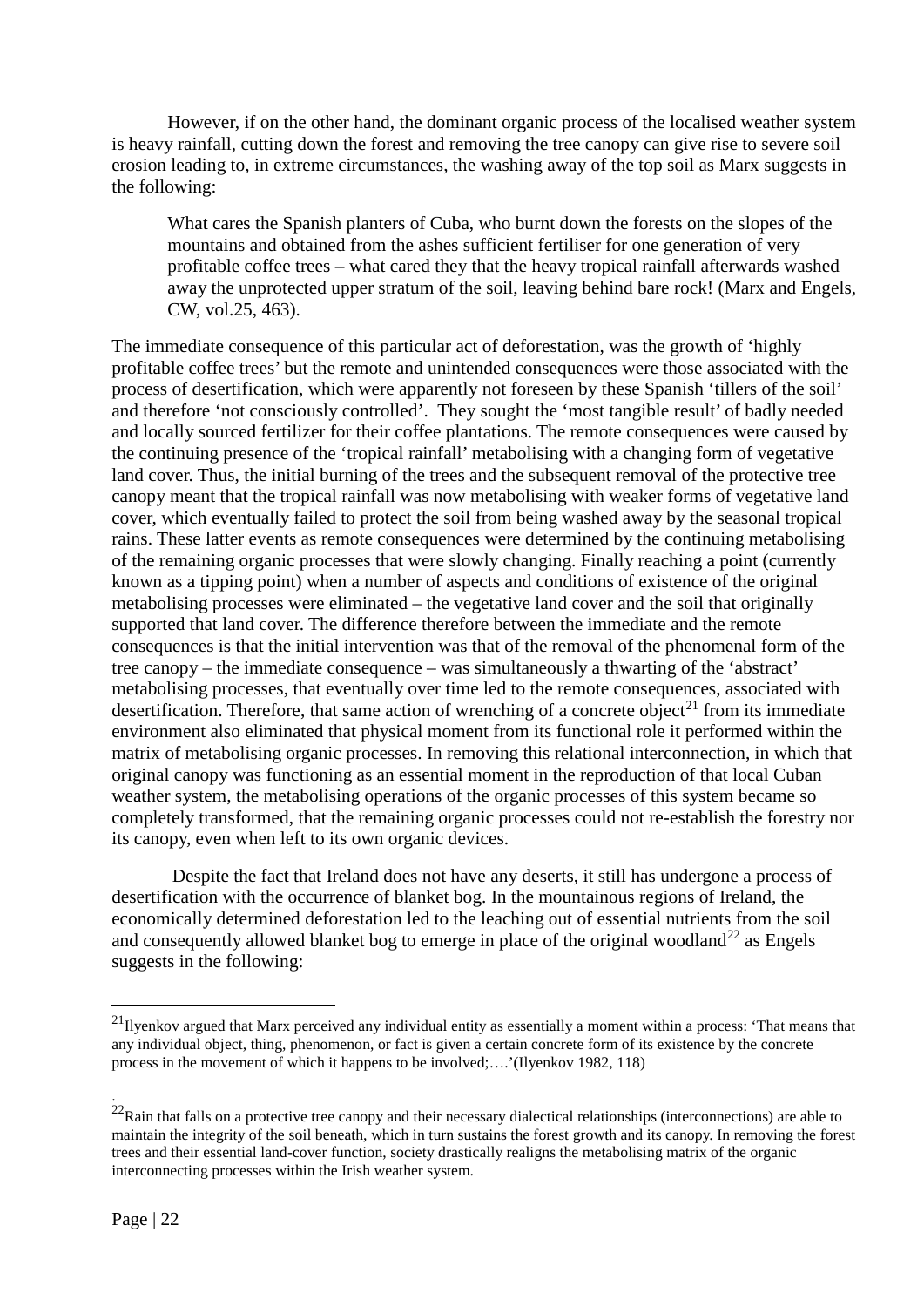However, if on the other hand, the dominant organic process of the localised weather system is heavy rainfall, cutting down the forest and removing the tree canopy can give rise to severe soil erosion leading to, in extreme circumstances, the washing away of the top soil as Marx suggests in the following:

> What cares the Spanish planters of Cuba, who burnt down the forests on the slopes of the mountains and obtained from the ashes sufficient fertiliser for one generation of very profitable coffee trees – what cared they that the heavy tropical rainfall afterwards washed away the unprotected upper stratum of the soil, leaving behind bare rock! (Marx and Engels, CW, vol.25, 463).

The immediate consequence of this particular act of deforestation, was the growth of 'highly profitable coffee trees' but the remote and unintended consequences were those associated with the process of desertification, which were apparently not foreseen by these Spanish 'tillers of the soil' and therefore 'not consciously controlled'. They sought the 'most tangible result' of badly needed and locally sourced fertilizer for their coffee plantations. The remote consequences were caused by the continuing presence of the 'tropical rainfall' metabolising with a changing form of vegetative land cover. Thus, the initial burning of the trees and the subsequent removal of the protective tree canopy meant that the tropical rainfall was now metabolising with weaker forms of vegetative land cover, which eventually failed to protect the soil from being washed away by the seasonal tropical rains. These latter events as remote consequences were determined by the continuing metabolising of the remaining organic processes that were slowly changing. Finally reaching a point (currently known as a tipping point) when a number of aspects and conditions of existence of the original metabolising processes were eliminated – the vegetative land cover and the soil that originally supported that land cover. The difference therefore between the immediate and the remote consequences is that the initial intervention was that of the removal of the phenomenal form of the tree canopy – the immediate consequence – was simultaneously a thwarting of the 'abstract' metabolising processes, that eventually over time led to the remote consequences, associated with desertification. Therefore, that same action of wrenching of a concrete object[21] from its immediate environment also eliminated that physical moment from its functional role it performed within the matrix of metabolising organic processes. In removing this relational interconnection, in which that original canopy was functioning as an essential moment in the reproduction of that local Cuban weather system, the metabolising operations of the organic processes of this system became so completely transformed, that the remaining organic processes could not re-establish the forestry nor its canopy, even when left to its own organic devices.

Despite the fact that Ireland does not have any deserts, it still has undergone a process of desertification with the occurrence of blanket bog. In the mountainous regions of Ireland, the economically determined deforestation led to the leaching out of essential nutrients from the soil and consequently allowed blanket bog to emerge in place of the original woodland[22] as Engels suggests in the following:

---

[21] Ilyenkov argued that Marx perceived any individual entity as essentially a moment within a process: 'That means that any individual object, thing, phenomenon, or fact is given a certain concrete form of its existence by the concrete process in the movement of which it happens to be involved;….'(Ilyenkov 1982, 118)

[22] Rain that falls on a protective tree canopy and their necessary dialectical relationships (interconnections) are able to maintain the integrity of the soil beneath, which in turn sustains the forest growth and its canopy. In removing the forest trees and their essential land-cover function, society drastically realigns the metabolising matrix of the organic interconnecting processes within the Irish weather system.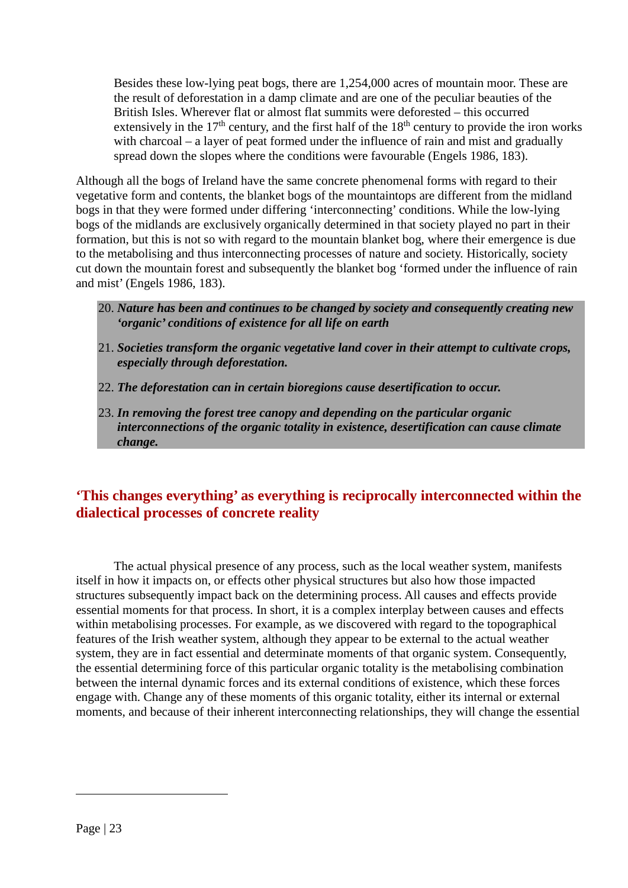> Besides these low-lying peat bogs, there are 1,254,000 acres of mountain moor. These are the result of deforestation in a damp climate and are one of the peculiar beauties of the British Isles. Wherever flat or almost flat summits were deforested – this occurred extensively in the 17th century, and the first half of the 18th century to provide the iron works with charcoal – a layer of peat formed under the influence of rain and mist and gradually spread down the slopes where the conditions were favourable (Engels 1986, 183).

Although all the bogs of Ireland have the same concrete phenomenal forms with regard to their vegetative form and contents, the blanket bogs of the mountaintops are different from the midland bogs in that they were formed under differing 'interconnecting' conditions. While the low-lying bogs of the midlands are exclusively organically determined in that society played no part in their formation, but this is not so with regard to the mountain blanket bog, where their emergence is due to the metabolising and thus interconnecting processes of nature and society. Historically, society cut down the mountain forest and subsequently the blanket bog 'formed under the influence of rain and mist' (Engels 1986, 183).

20. ***Nature has been and continues to be changed by society and consequently creating new 'organic' conditions of existence for all life on earth***
21. ***Societies transform the organic vegetative land cover in their attempt to cultivate crops, especially through deforestation.***
22. ***The deforestation can in certain bioregions cause desertification to occur.***
23. ***In removing the forest tree canopy and depending on the particular organic interconnections of the organic totality in existence, desertification can cause climate change.***

## 'This changes everything' as everything is reciprocally interconnected within the dialectical processes of concrete reality

The actual physical presence of any process, such as the local weather system, manifests itself in how it impacts on, or effects other physical structures but also how those impacted structures subsequently impact back on the determining process. All causes and effects provide essential moments for that process. In short, it is a complex interplay between causes and effects within metabolising processes. For example, as we discovered with regard to the topographical features of the Irish weather system, although they appear to be external to the actual weather system, they are in fact essential and determinate moments of that organic system. Consequently, the essential determining force of this particular organic totality is the metabolising combination between the internal dynamic forces and its external conditions of existence, which these forces engage with. Change any of these moments of this organic totality, either its internal or external moments, and because of their inherent interconnecting relationships, they will change the essential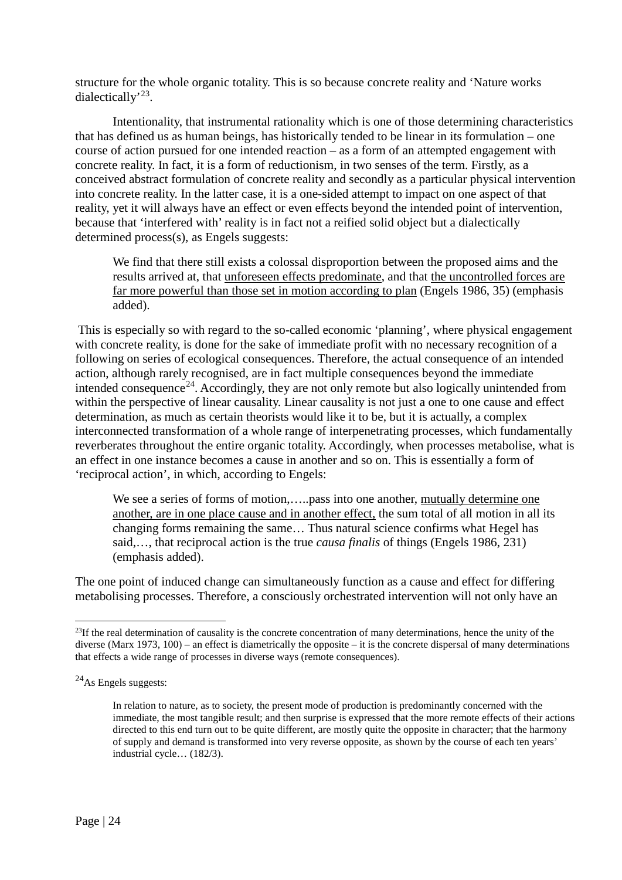structure for the whole organic totality. This is so because concrete reality and 'Nature works dialectically'[23].

Intentionality, that instrumental rationality which is one of those determining characteristics that has defined us as human beings, has historically tended to be linear in its formulation – one course of action pursued for one intended reaction – as a form of an attempted engagement with concrete reality. In fact, it is a form of reductionism, in two senses of the term. Firstly, as a conceived abstract formulation of concrete reality and secondly as a particular physical intervention into concrete reality. In the latter case, it is a one-sided attempt to impact on one aspect of that reality, yet it will always have an effect or even effects beyond the intended point of intervention, because that 'interfered with' reality is in fact not a reified solid object but a dialectically determined process(s), as Engels suggests:

> We find that there still exists a colossal disproportion between the proposed aims and the results arrived at, that <u>unforeseen effects predominate</u>, and that <u>the uncontrolled forces are far more powerful than those set in motion according to plan</u> (Engels 1986, 35) (emphasis added).

This is especially so with regard to the so-called economic 'planning', where physical engagement with concrete reality, is done for the sake of immediate profit with no necessary recognition of a following on series of ecological consequences. Therefore, the actual consequence of an intended action, although rarely recognised, are in fact multiple consequences beyond the immediate intended consequence[24]. Accordingly, they are not only remote but also logically unintended from within the perspective of linear causality. Linear causality is not just a one to one cause and effect determination, as much as certain theorists would like it to be, but it is actually, a complex interconnected transformation of a whole range of interpenetrating processes, which fundamentally reverberates throughout the entire organic totality. Accordingly, when processes metabolise, what is an effect in one instance becomes a cause in another and so on. This is essentially a form of 'reciprocal action', in which, according to Engels:

> We see a series of forms of motion,…..pass into one another, <u>mutually determine one another, are in one place cause and in another effect,</u> the sum total of all motion in all its changing forms remaining the same… Thus natural science confirms what Hegel has said,…, that reciprocal action is the true *causa finalis* of things (Engels 1986, 231) (emphasis added).

The one point of induced change can simultaneously function as a cause and effect for differing metabolising processes. Therefore, a consciously orchestrated intervention will not only have an

---

[23]If the real determination of causality is the concrete concentration of many determinations, hence the unity of the diverse (Marx 1973, 100) – an effect is diametrically the opposite – it is the concrete dispersal of many determinations that effects a wide range of processes in diverse ways (remote consequences).

[24]As Engels suggests:

> In relation to nature, as to society, the present mode of production is predominantly concerned with the immediate, the most tangible result; and then surprise is expressed that the more remote effects of their actions directed to this end turn out to be quite different, are mostly quite the opposite in character; that the harmony of supply and demand is transformed into very reverse opposite, as shown by the course of each ten years' industrial cycle… (182/3).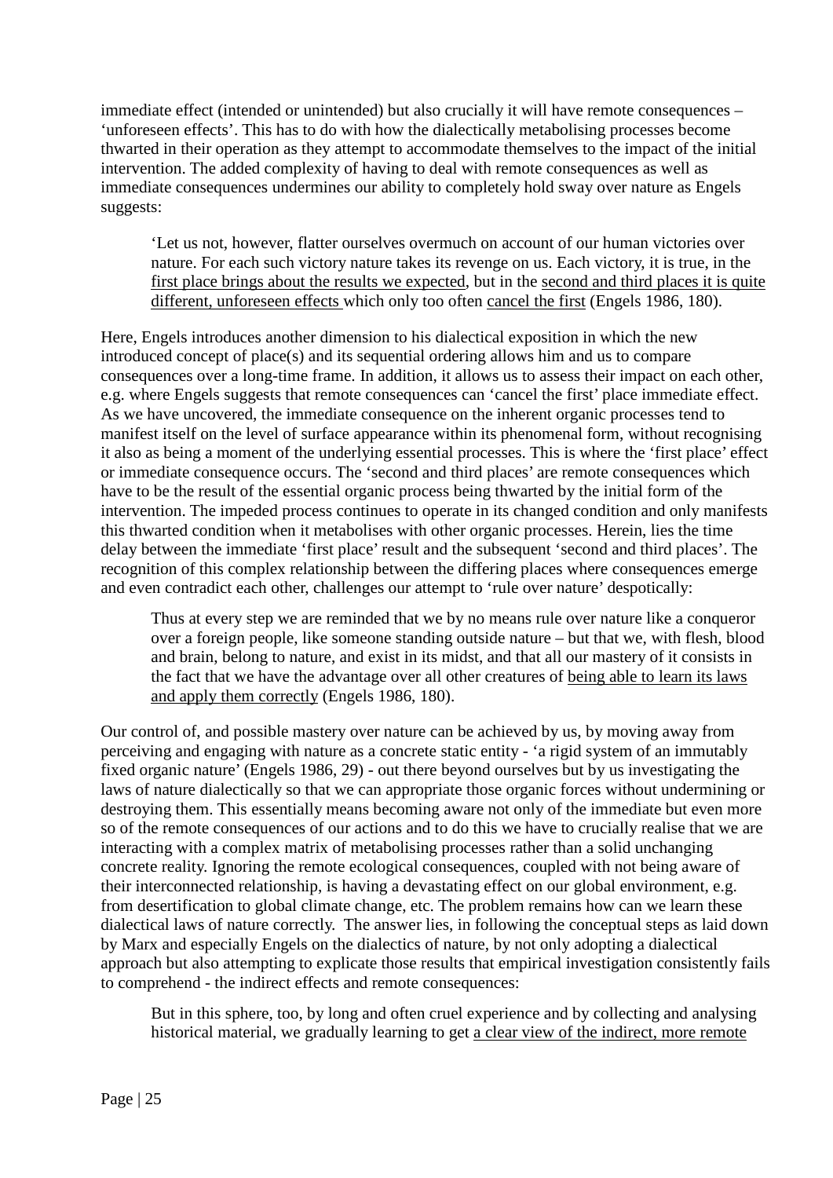immediate effect (intended or unintended) but also crucially it will have remote consequences – 'unforeseen effects'. This has to do with how the dialectically metabolising processes become thwarted in their operation as they attempt to accommodate themselves to the impact of the initial intervention. The added complexity of having to deal with remote consequences as well as immediate consequences undermines our ability to completely hold sway over nature as Engels suggests:

> 'Let us not, however, flatter ourselves overmuch on account of our human victories over nature. For each such victory nature takes its revenge on us. Each victory, it is true, in the first place brings about the results we expected, but in the second and third places it is quite different, unforeseen effects which only too often cancel the first (Engels 1986, 180).

Here, Engels introduces another dimension to his dialectical exposition in which the new introduced concept of place(s) and its sequential ordering allows him and us to compare consequences over a long-time frame. In addition, it allows us to assess their impact on each other, e.g. where Engels suggests that remote consequences can 'cancel the first' place immediate effect. As we have uncovered, the immediate consequence on the inherent organic processes tend to manifest itself on the level of surface appearance within its phenomenal form, without recognising it also as being a moment of the underlying essential processes. This is where the 'first place' effect or immediate consequence occurs. The 'second and third places' are remote consequences which have to be the result of the essential organic process being thwarted by the initial form of the intervention. The impeded process continues to operate in its changed condition and only manifests this thwarted condition when it metabolises with other organic processes. Herein, lies the time delay between the immediate 'first place' result and the subsequent 'second and third places'. The recognition of this complex relationship between the differing places where consequences emerge and even contradict each other, challenges our attempt to 'rule over nature' despotically:

> Thus at every step we are reminded that we by no means rule over nature like a conqueror over a foreign people, like someone standing outside nature – but that we, with flesh, blood and brain, belong to nature, and exist in its midst, and that all our mastery of it consists in the fact that we have the advantage over all other creatures of being able to learn its laws and apply them correctly (Engels 1986, 180).

Our control of, and possible mastery over nature can be achieved by us, by moving away from perceiving and engaging with nature as a concrete static entity - 'a rigid system of an immutably fixed organic nature' (Engels 1986, 29) - out there beyond ourselves but by us investigating the laws of nature dialectically so that we can appropriate those organic forces without undermining or destroying them. This essentially means becoming aware not only of the immediate but even more so of the remote consequences of our actions and to do this we have to crucially realise that we are interacting with a complex matrix of metabolising processes rather than a solid unchanging concrete reality. Ignoring the remote ecological consequences, coupled with not being aware of their interconnected relationship, is having a devastating effect on our global environment, e.g. from desertification to global climate change, etc. The problem remains how can we learn these dialectical laws of nature correctly. The answer lies, in following the conceptual steps as laid down by Marx and especially Engels on the dialectics of nature, by not only adopting a dialectical approach but also attempting to explicate those results that empirical investigation consistently fails to comprehend - the indirect effects and remote consequences:

> But in this sphere, too, by long and often cruel experience and by collecting and analysing historical material, we gradually learning to get a clear view of the indirect, more remote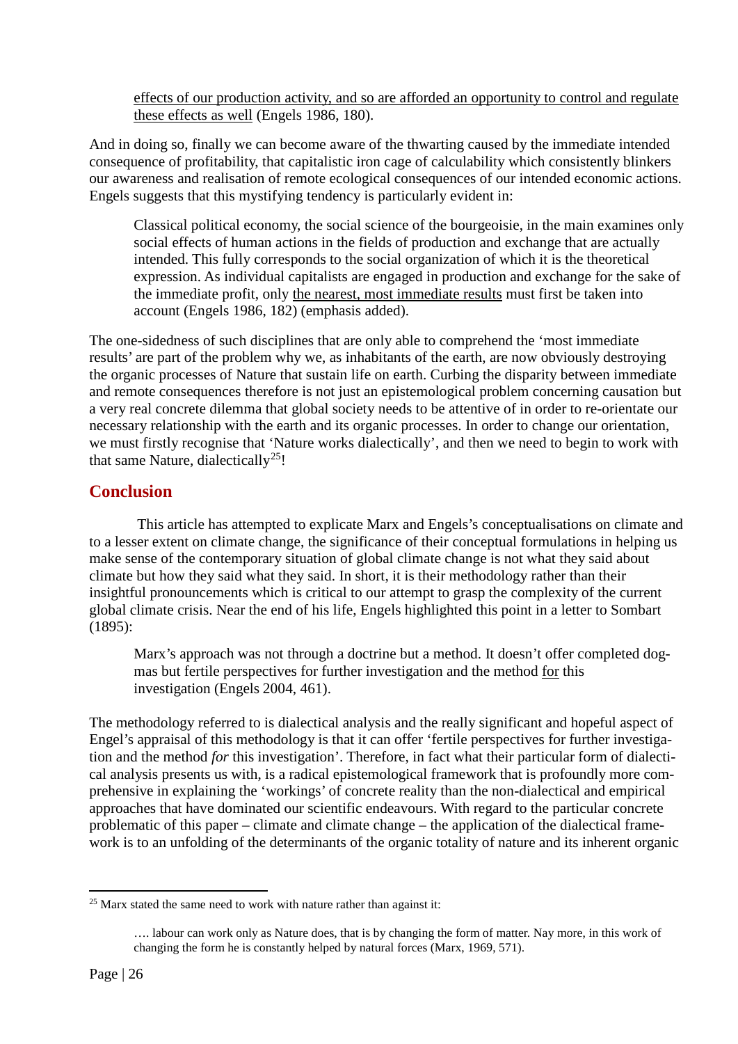effects of our production activity, and so are afforded an opportunity to control and regulate these effects as well (Engels 1986, 180).

And in doing so, finally we can become aware of the thwarting caused by the immediate intended consequence of profitability, that capitalistic iron cage of calculability which consistently blinkers our awareness and realisation of remote ecological consequences of our intended economic actions. Engels suggests that this mystifying tendency is particularly evident in:

> Classical political economy, the social science of the bourgeoisie, in the main examines only social effects of human actions in the fields of production and exchange that are actually intended. This fully corresponds to the social organization of which it is the theoretical expression. As individual capitalists are engaged in production and exchange for the sake of the immediate profit, only the nearest, most immediate results must first be taken into account (Engels 1986, 182) (emphasis added).

The one-sidedness of such disciplines that are only able to comprehend the 'most immediate results' are part of the problem why we, as inhabitants of the earth, are now obviously destroying the organic processes of Nature that sustain life on earth. Curbing the disparity between immediate and remote consequences therefore is not just an epistemological problem concerning causation but a very real concrete dilemma that global society needs to be attentive of in order to re-orientate our necessary relationship with the earth and its organic processes. In order to change our orientation, we must firstly recognise that 'Nature works dialectically', and then we need to begin to work with that same Nature, dialectically[25]!

## Conclusion

This article has attempted to explicate Marx and Engels's conceptualisations on climate and to a lesser extent on climate change, the significance of their conceptual formulations in helping us make sense of the contemporary situation of global climate change is not what they said about climate but how they said what they said. In short, it is their methodology rather than their insightful pronouncements which is critical to our attempt to grasp the complexity of the current global climate crisis. Near the end of his life, Engels highlighted this point in a letter to Sombart (1895):

> Marx's approach was not through a doctrine but a method. It doesn't offer completed dogmas but fertile perspectives for further investigation and the method for this investigation (Engels 2004, 461).

The methodology referred to is dialectical analysis and the really significant and hopeful aspect of Engel's appraisal of this methodology is that it can offer 'fertile perspectives for further investigation and the method *for* this investigation'. Therefore, in fact what their particular form of dialectical analysis presents us with, is a radical epistemological framework that is profoundly more comprehensive in explaining the 'workings' of concrete reality than the non-dialectical and empirical approaches that have dominated our scientific endeavours. With regard to the particular concrete problematic of this paper – climate and climate change – the application of the dialectical framework is to an unfolding of the determinants of the organic totality of nature and its inherent organic

---

[25] Marx stated the same need to work with nature rather than against it:

> …. labour can work only as Nature does, that is by changing the form of matter. Nay more, in this work of changing the form he is constantly helped by natural forces (Marx, 1969, 571).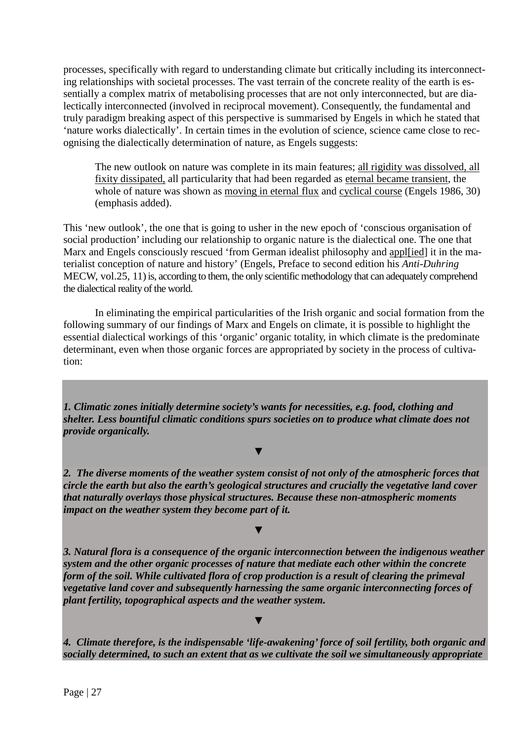processes, specifically with regard to understanding climate but critically including its interconnecting relationships with societal processes. The vast terrain of the concrete reality of the earth is essentially a complex matrix of metabolising processes that are not only interconnected, but are dialectically interconnected (involved in reciprocal movement). Consequently, the fundamental and truly paradigm breaking aspect of this perspective is summarised by Engels in which he stated that 'nature works dialectically'. In certain times in the evolution of science, science came close to recognising the dialectically determination of nature, as Engels suggests:

> The new outlook on nature was complete in its main features; <u>all rigidity was dissolved, all fixity dissipated,</u> all particularity that had been regarded as <u>eternal became transient</u>, the whole of nature was shown as <u>moving in eternal flux</u> and <u>cyclical course</u> (Engels 1986, 30) (emphasis added).

This 'new outlook', the one that is going to usher in the new epoch of 'conscious organisation of social production' including our relationship to organic nature is the dialectical one. The one that Marx and Engels consciously rescued 'from German idealist philosophy and <u>appl[ied]</u> it in the materialist conception of nature and history' (Engels, Preface to second edition his *Anti-Duhring* MECW, vol.25, 11) is, according to them, the only scientific methodology that can adequately comprehend the dialectical reality of the world.

In eliminating the empirical particularities of the Irish organic and social formation from the following summary of our findings of Marx and Engels on climate, it is possible to highlight the essential dialectical workings of this 'organic' organic totality, in which climate is the predominate determinant, even when those organic forces are appropriated by society in the process of cultivation:

***1. Climatic zones initially determine society's wants for necessities, e.g. food, clothing and shelter. Less bountiful climatic conditions spurs societies on to produce what climate does not provide organically.***

▼

***2. The diverse moments of the weather system consist of not only of the atmospheric forces that circle the earth but also the earth's geological structures and crucially the vegetative land cover that naturally overlays those physical structures. Because these non-atmospheric moments impact on the weather system they become part of it.***

▼

***3. Natural flora is a consequence of the organic interconnection between the indigenous weather system and the other organic processes of nature that mediate each other within the concrete form of the soil. While cultivated flora of crop production is a result of clearing the primeval vegetative land cover and subsequently harnessing the same organic interconnecting forces of plant fertility, topographical aspects and the weather system.***

▼

***4. Climate therefore, is the indispensable 'life-awakening' force of soil fertility, both organic and socially determined, to such an extent that as we cultivate the soil we simultaneously appropriate***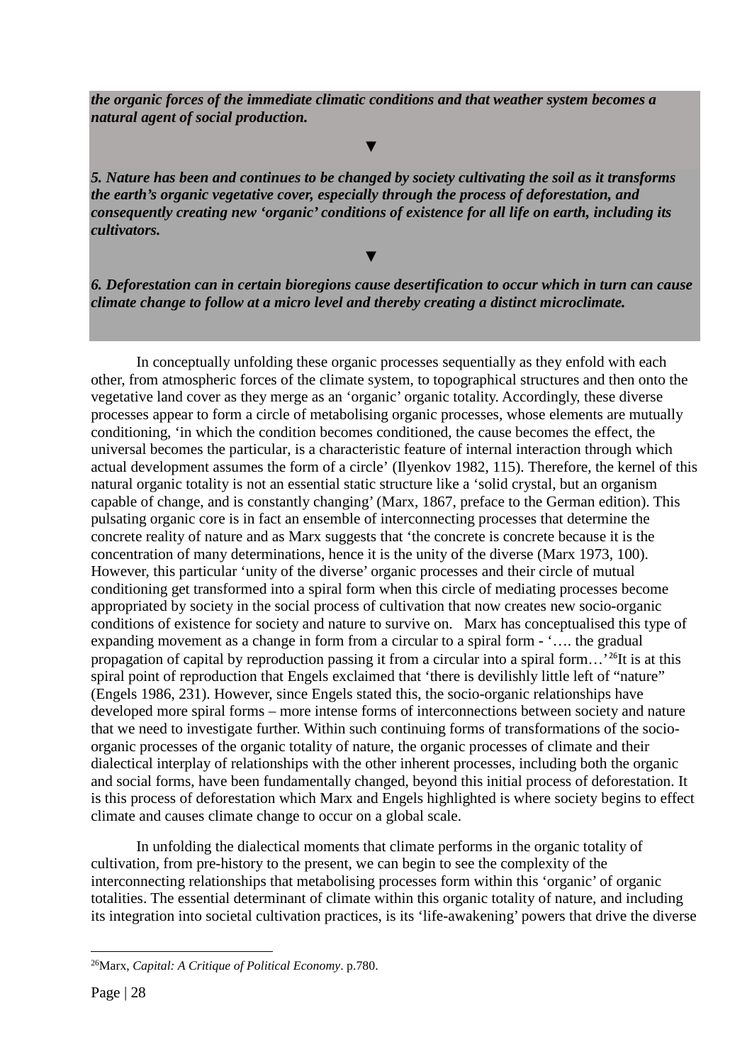***the organic forces of the immediate climatic conditions and that weather system becomes a natural agent of social production.***

▼

***5. Nature has been and continues to be changed by society cultivating the soil as it transforms the earth's organic vegetative cover, especially through the process of deforestation, and consequently creating new 'organic' conditions of existence for all life on earth, including its cultivators.***

▼

***6. Deforestation can in certain bioregions cause desertification to occur which in turn can cause climate change to follow at a micro level and thereby creating a distinct microclimate.***

In conceptually unfolding these organic processes sequentially as they enfold with each other, from atmospheric forces of the climate system, to topographical structures and then onto the vegetative land cover as they merge as an 'organic' organic totality. Accordingly, these diverse processes appear to form a circle of metabolising organic processes, whose elements are mutually conditioning, 'in which the condition becomes conditioned, the cause becomes the effect, the universal becomes the particular, is a characteristic feature of internal interaction through which actual development assumes the form of a circle' (Ilyenkov 1982, 115). Therefore, the kernel of this natural organic totality is not an essential static structure like a 'solid crystal, but an organism capable of change, and is constantly changing' (Marx, 1867, preface to the German edition). This pulsating organic core is in fact an ensemble of interconnecting processes that determine the concrete reality of nature and as Marx suggests that 'the concrete is concrete because it is the concentration of many determinations, hence it is the unity of the diverse (Marx 1973, 100). However, this particular 'unity of the diverse' organic processes and their circle of mutual conditioning get transformed into a spiral form when this circle of mediating processes become appropriated by society in the social process of cultivation that now creates new socio-organic conditions of existence for society and nature to survive on. Marx has conceptualised this type of expanding movement as a change in form from a circular to a spiral form - '…. the gradual propagation of capital by reproduction passing it from a circular into a spiral form…'[26]It is at this spiral point of reproduction that Engels exclaimed that 'there is devilishly little left of "nature" (Engels 1986, 231). However, since Engels stated this, the socio-organic relationships have developed more spiral forms – more intense forms of interconnections between society and nature that we need to investigate further. Within such continuing forms of transformations of the socio-organic processes of the organic totality of nature, the organic processes of climate and their dialectical interplay of relationships with the other inherent processes, including both the organic and social forms, have been fundamentally changed, beyond this initial process of deforestation. It is this process of deforestation which Marx and Engels highlighted is where society begins to effect climate and causes climate change to occur on a global scale.

In unfolding the dialectical moments that climate performs in the organic totality of cultivation, from pre-history to the present, we can begin to see the complexity of the interconnecting relationships that metabolising processes form within this 'organic' of organic totalities. The essential determinant of climate within this organic totality of nature, and including its integration into societal cultivation practices, is its 'life-awakening' powers that drive the diverse

---

[26]Marx, *Capital: A Critique of Political Economy*. p.780.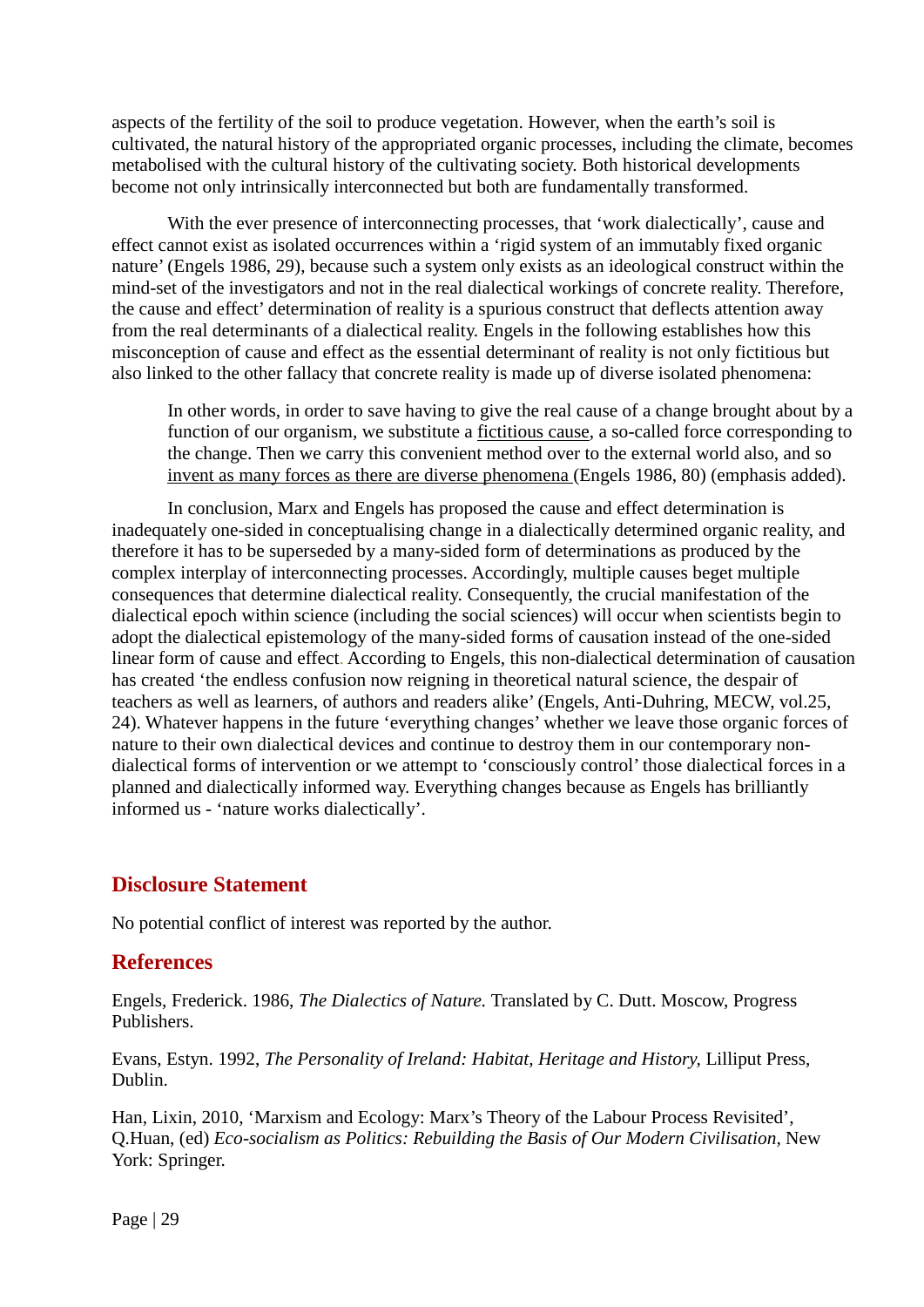aspects of the fertility of the soil to produce vegetation. However, when the earth's soil is cultivated, the natural history of the appropriated organic processes, including the climate, becomes metabolised with the cultural history of the cultivating society. Both historical developments become not only intrinsically interconnected but both are fundamentally transformed.

With the ever presence of interconnecting processes, that 'work dialectically', cause and effect cannot exist as isolated occurrences within a 'rigid system of an immutably fixed organic nature' (Engels 1986, 29), because such a system only exists as an ideological construct within the mind-set of the investigators and not in the real dialectical workings of concrete reality. Therefore, the cause and effect' determination of reality is a spurious construct that deflects attention away from the real determinants of a dialectical reality. Engels in the following establishes how this misconception of cause and effect as the essential determinant of reality is not only fictitious but also linked to the other fallacy that concrete reality is made up of diverse isolated phenomena:

> In other words, in order to save having to give the real cause of a change brought about by a function of our organism, we substitute a <u>fictitious cause</u>, a so-called force corresponding to the change. Then we carry this convenient method over to the external world also, and so <u>invent as many forces as there are diverse phenomena</u> (Engels 1986, 80) (emphasis added).

In conclusion, Marx and Engels has proposed the cause and effect determination is inadequately one-sided in conceptualising change in a dialectically determined organic reality, and therefore it has to be superseded by a many-sided form of determinations as produced by the complex interplay of interconnecting processes. Accordingly, multiple causes beget multiple consequences that determine dialectical reality. Consequently, the crucial manifestation of the dialectical epoch within science (including the social sciences) will occur when scientists begin to adopt the dialectical epistemology of the many-sided forms of causation instead of the one-sided linear form of cause and effect. According to Engels, this non-dialectical determination of causation has created 'the endless confusion now reigning in theoretical natural science, the despair of teachers as well as learners, of authors and readers alike' (Engels, Anti-Duhring, MECW, vol.25, 24). Whatever happens in the future 'everything changes' whether we leave those organic forces of nature to their own dialectical devices and continue to destroy them in our contemporary non-dialectical forms of intervention or we attempt to 'consciously control' those dialectical forces in a planned and dialectically informed way. Everything changes because as Engels has brilliantly informed us - 'nature works dialectically'.

## Disclosure Statement

No potential conflict of interest was reported by the author.

## References

Engels, Frederick. 1986, *The Dialectics of Nature.* Translated by C. Dutt. Moscow, Progress Publishers.

Evans, Estyn. 1992, *The Personality of Ireland: Habitat, Heritage and History,* Lilliput Press, Dublin.

Han, Lixin, 2010, 'Marxism and Ecology: Marx's Theory of the Labour Process Revisited', Q.Huan, (ed) *Eco-socialism as Politics: Rebuilding the Basis of Our Modern Civilisation*, New York: Springer.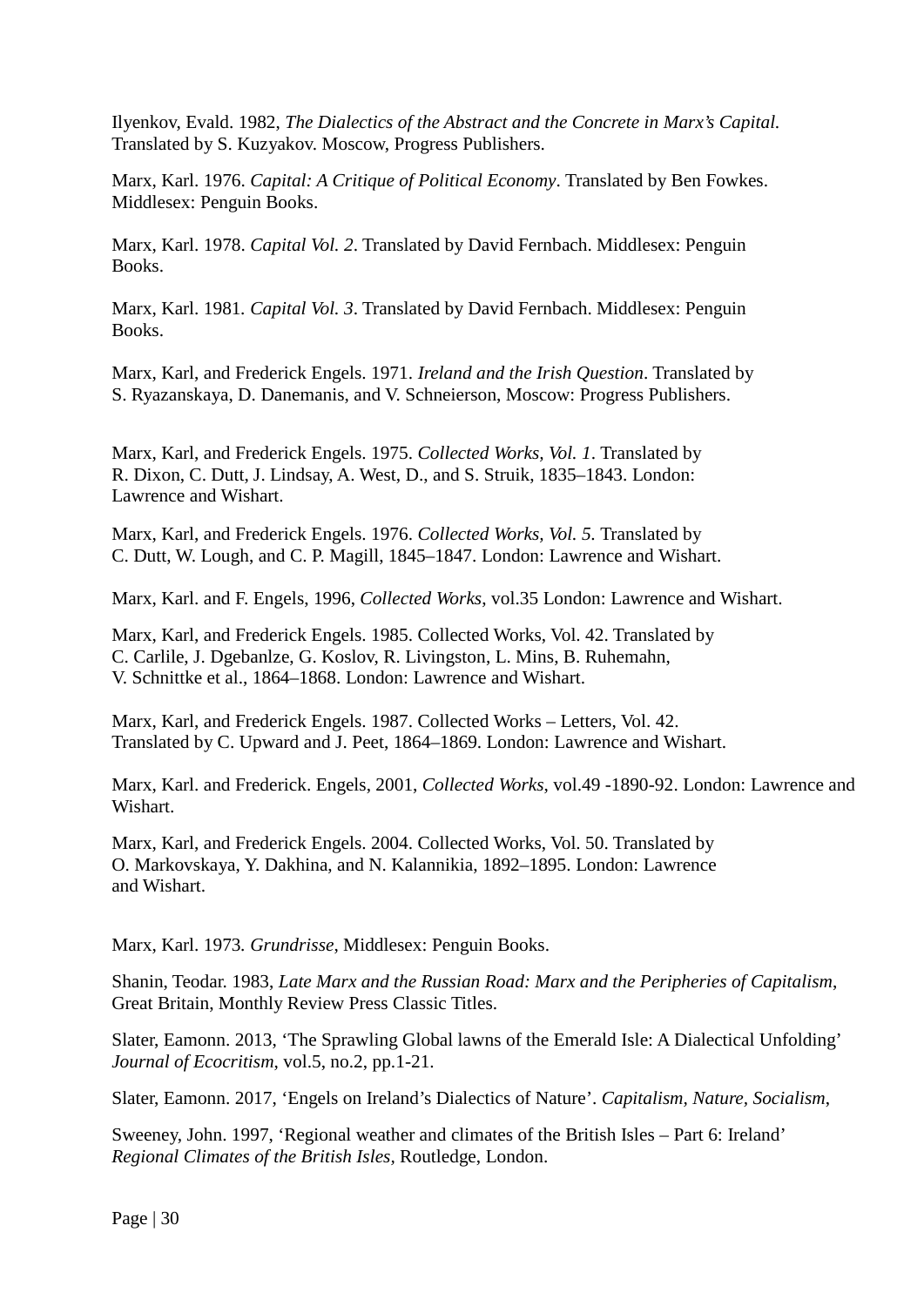Ilyenkov, Evald. 1982, *The Dialectics of the Abstract and the Concrete in Marx's Capital.* Translated by S. Kuzyakov. Moscow, Progress Publishers.

Marx, Karl. 1976. *Capital: A Critique of Political Economy*. Translated by Ben Fowkes. Middlesex: Penguin Books.

Marx, Karl. 1978. *Capital Vol. 2*. Translated by David Fernbach. Middlesex: Penguin Books.

Marx, Karl. 1981. *Capital Vol. 3*. Translated by David Fernbach. Middlesex: Penguin Books.

Marx, Karl, and Frederick Engels. 1971. *Ireland and the Irish Question*. Translated by S. Ryazanskaya, D. Danemanis, and V. Schneierson, Moscow: Progress Publishers.

Marx, Karl, and Frederick Engels. 1975. *Collected Works, Vol. 1*. Translated by R. Dixon, C. Dutt, J. Lindsay, A. West, D., and S. Struik, 1835–1843. London: Lawrence and Wishart.

Marx, Karl, and Frederick Engels. 1976. *Collected Works, Vol. 5.* Translated by C. Dutt, W. Lough, and C. P. Magill, 1845–1847. London: Lawrence and Wishart.

Marx, Karl. and F. Engels, 1996, *Collected Works*, vol.35 London: Lawrence and Wishart.

Marx, Karl, and Frederick Engels. 1985. Collected Works, Vol. 42. Translated by C. Carlile, J. Dgebanlze, G. Koslov, R. Livingston, L. Mins, B. Ruhemahn, V. Schnittke et al., 1864–1868. London: Lawrence and Wishart.

Marx, Karl, and Frederick Engels. 1987. Collected Works – Letters, Vol. 42. Translated by C. Upward and J. Peet, 1864–1869. London: Lawrence and Wishart.

Marx, Karl. and Frederick. Engels, 2001, *Collected Works*, vol.49 -1890-92. London: Lawrence and Wishart.

Marx, Karl, and Frederick Engels. 2004. Collected Works, Vol. 50. Translated by O. Markovskaya, Y. Dakhina, and N. Kalannikia, 1892–1895. London: Lawrence and Wishart.

Marx, Karl. 1973. *Grundrisse*, Middlesex: Penguin Books.

Shanin, Teodar. 1983, *Late Marx and the Russian Road: Marx and the Peripheries of Capitalism*, Great Britain, Monthly Review Press Classic Titles.

Slater, Eamonn. 2013, 'The Sprawling Global lawns of the Emerald Isle: A Dialectical Unfolding' *Journal of Ecocritism*, vol.5, no.2, pp.1-21.

Slater, Eamonn. 2017, 'Engels on Ireland's Dialectics of Nature'. *Capitalism, Nature, Socialism*,

Sweeney, John. 1997, 'Regional weather and climates of the British Isles – Part 6: Ireland' *Regional Climates of the British Isles,* Routledge, London.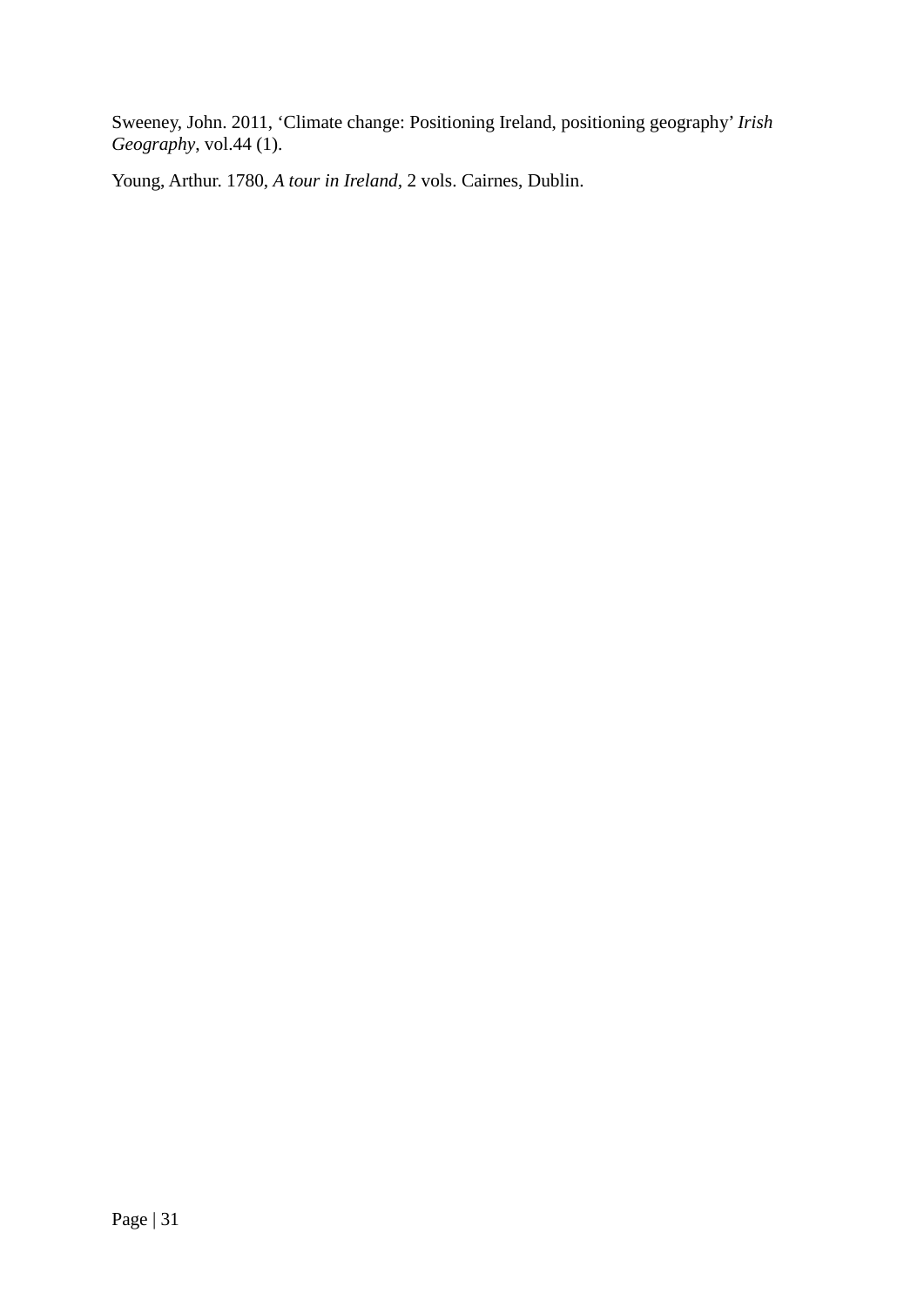Sweeney, John. 2011, 'Climate change: Positioning Ireland, positioning geography' *Irish Geography*, vol.44 (1).

Young, Arthur. 1780, *A tour in Ireland*, 2 vols. Cairnes, Dublin.